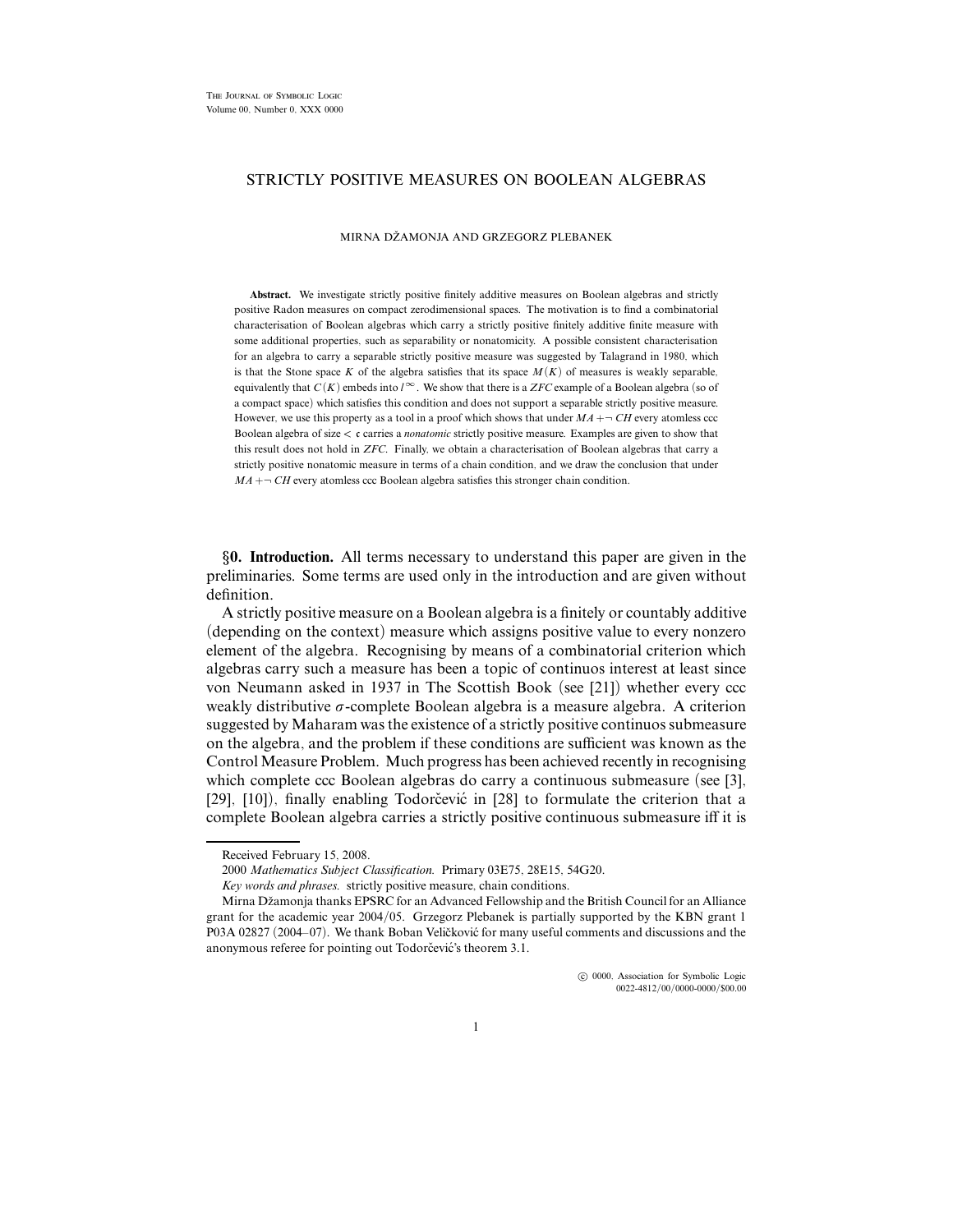# STRICTLY POSITIVE MEASURES ON BOOLEAN ALGEBRAS

MIRNA DŽAMONJA AND GRZEGORZ PLEBANEK

**Abstract.** We investigate strictly positive finitely additive measures on Boolean algebras and strictly positive Radon measures on compact zerodimensional spaces. The motivation is to find a combinatorial characterisation of Boolean algebras which carry a strictly positive finitely additive finite measure with some additional properties, such as separability or nonatomicity. A possible consistent characterisation for an algebra to carry a separable strictly positive measure was suggested by Talagrand in 1980, which is that the Stone space $K$ of the algebra satisfies that its space $M(K)$ of measures is weakly separable, equivalently that $C(K)$ embeds into $l^\infty$. We show that there is a *ZFC* example of a Boolean algebra (so of a compact space) which satisfies this condition and does not support a separable strictly positive measure. However, we use this property as a tool in a proof which shows that under $MA + \neg CH$ every atomless ccc Boolean algebra of size $< \mathfrak{c}$ carries a *nonatomic* strictly positive measure. Examples are given to show that this result does not hold in *ZFC*. Finally, we obtain a characterisation of Boolean algebras that carry a strictly positive nonatomic measure in terms of a chain condition, and we draw the conclusion that under $MA + \neg CH$ every atomless ccc Boolean algebra satisfies this stronger chain condition.

**§0. Introduction.** All terms necessary to understand this paper are given in the preliminaries. Some terms are used only in the introduction and are given without definition.

A strictly positive measure on a Boolean algebra is a finitely or countably additive (depending on the context) measure which assigns positive value to every nonzero element of the algebra. Recognising by means of a combinatorial criterion which algebras carry such a measure has been a topic of continuos interest at least since von Neumann asked in 1937 in The Scottish Book (see [21]) whether every ccc weakly distributive $\sigma$-complete Boolean algebra is a measure algebra. A criterion suggested by Maharam was the existence of a strictly positive continuos submeasure on the algebra, and the problem if these conditions are sufficient was known as the Control Measure Problem. Much progress has been achieved recently in recognising which complete ccc Boolean algebras do carry a continuous submeasure (see [3], [29], [10]), finally enabling Todorčević in [28] to formulate the criterion that a complete Boolean algebra carries a strictly positive continuous submeasure iff it is

---

Received February 15, 2008.

2000 *Mathematics Subject Classification.* Primary 03E75, 28E15, 54G20.

*Key words and phrases.* strictly positive measure, chain conditions.

Mirna Džamonja thanks EPSRC for an Advanced Fellowship and the British Council for an Alliance grant for the academic year 2004/05. Grzegorz Plebanek is partially supported by the KBN grant 1 P03A 02827 (2004–07). We thank Boban Veličković for many useful comments and discussions and the anonymous referee for pointing out Todorčević's theorem 3.1.

© 0000, Association for Symbolic Logic
0022-4812/00/0000-0000/$00.00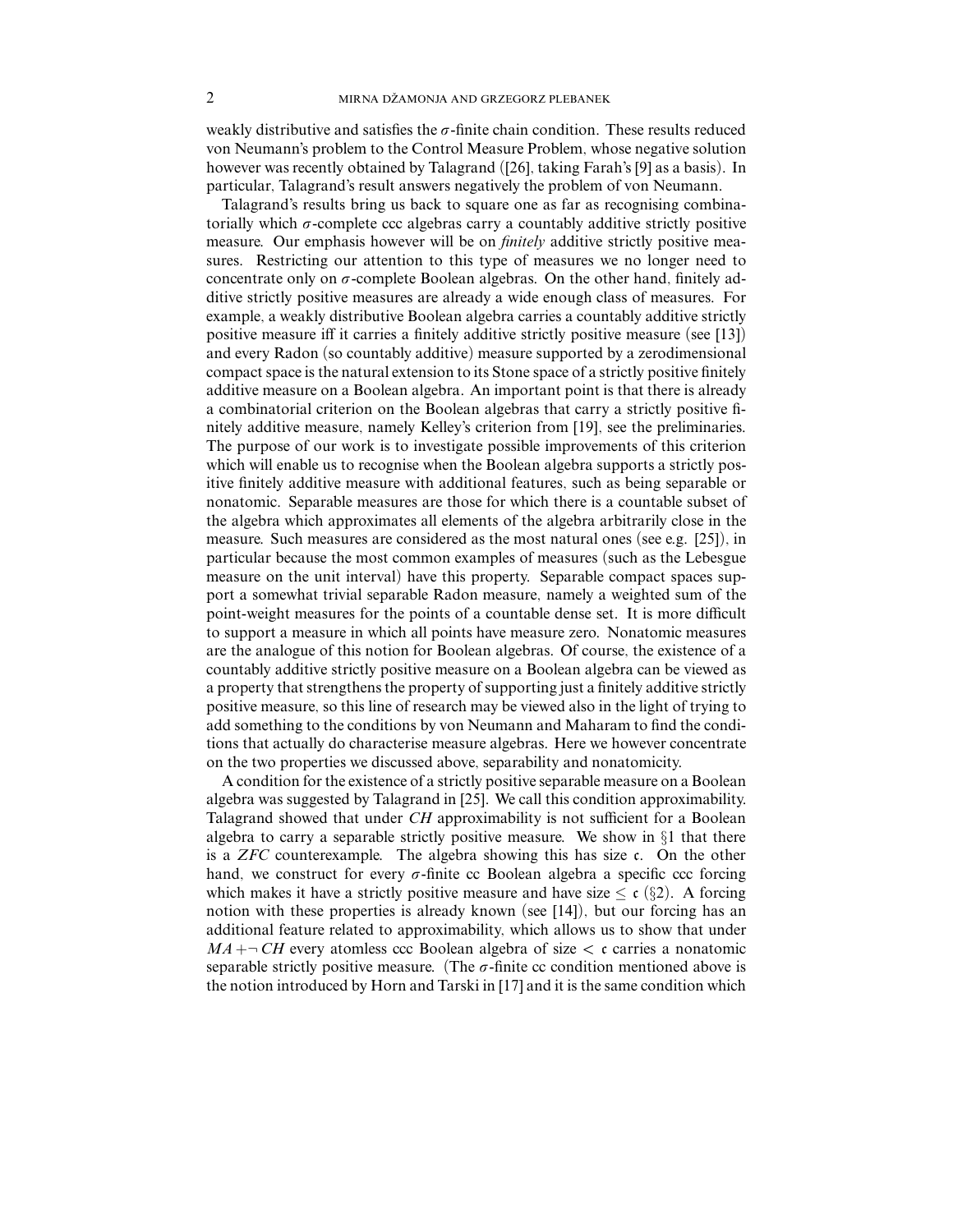weakly distributive and satisfies the $\sigma$-finite chain condition. These results reduced von Neumann's problem to the Control Measure Problem, whose negative solution however was recently obtained by Talagrand ([26], taking Farah's [9] as a basis). In particular, Talagrand's result answers negatively the problem of von Neumann.

Talagrand's results bring us back to square one as far as recognising combinatorially which $\sigma$-complete ccc algebras carry a countably additive strictly positive measure. Our emphasis however will be on *finitely* additive strictly positive measures. Restricting our attention to this type of measures we no longer need to concentrate only on $\sigma$-complete Boolean algebras. On the other hand, finitely additive strictly positive measures are already a wide enough class of measures. For example, a weakly distributive Boolean algebra carries a countably additive strictly positive measure iff it carries a finitely additive strictly positive measure (see [13]) and every Radon (so countably additive) measure supported by a zerodimensional compact space is the natural extension to its Stone space of a strictly positive finitely additive measure on a Boolean algebra. An important point is that there is already a combinatorial criterion on the Boolean algebras that carry a strictly positive finitely additive measure, namely Kelley's criterion from [19], see the preliminaries. The purpose of our work is to investigate possible improvements of this criterion which will enable us to recognise when the Boolean algebra supports a strictly positive finitely additive measure with additional features, such as being separable or nonatomic. Separable measures are those for which there is a countable subset of the algebra which approximates all elements of the algebra arbitrarily close in the measure. Such measures are considered as the most natural ones (see e.g. [25]), in particular because the most common examples of measures (such as the Lebesgue measure on the unit interval) have this property. Separable compact spaces support a somewhat trivial separable Radon measure, namely a weighted sum of the point-weight measures for the points of a countable dense set. It is more difficult to support a measure in which all points have measure zero. Nonatomic measures are the analogue of this notion for Boolean algebras. Of course, the existence of a countably additive strictly positive measure on a Boolean algebra can be viewed as a property that strengthens the property of supporting just a finitely additive strictly positive measure, so this line of research may be viewed also in the light of trying to add something to the conditions by von Neumann and Maharam to find the conditions that actually do characterise measure algebras. Here we however concentrate on the two properties we discussed above, separability and nonatomicity.

A condition for the existence of a strictly positive separable measure on a Boolean algebra was suggested by Talagrand in [25]. We call this condition approximability. Talagrand showed that under *CH* approximability is not sufficient for a Boolean algebra to carry a separable strictly positive measure. We show in §1 that there is a *ZFC* counterexample. The algebra showing this has size $\mathfrak{c}$. On the other hand, we construct for every $\sigma$-finite cc Boolean algebra a specific ccc forcing which makes it have a strictly positive measure and have size $\leq \mathfrak{c}$ (§2). A forcing notion with these properties is already known (see [14]), but our forcing has an additional feature related to approximability, which allows us to show that under $MA + \neg CH$ every atomless ccc Boolean algebra of size $< \mathfrak{c}$ carries a nonatomic separable strictly positive measure. (The $\sigma$-finite cc condition mentioned above is the notion introduced by Horn and Tarski in [17] and it is the same condition which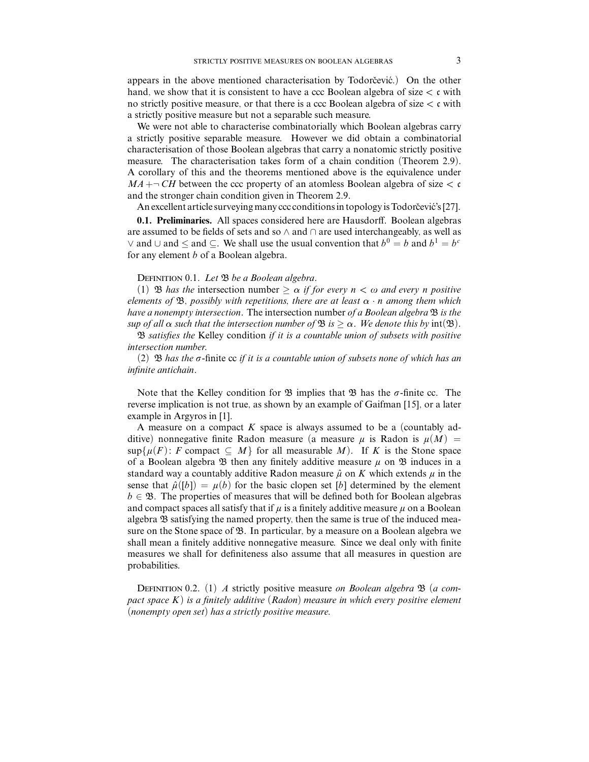appears in the above mentioned characterisation by Todorčević.) On the other hand, we show that it is consistent to have a ccc Boolean algebra of size $< \mathfrak{c}$ with no strictly positive measure, or that there is a ccc Boolean algebra of size $< \mathfrak{c}$ with a strictly positive measure but not a separable such measure.

We were not able to characterise combinatorially which Boolean algebras carry a strictly positive separable measure. However we did obtain a combinatorial characterisation of those Boolean algebras that carry a nonatomic strictly positive measure. The characterisation takes form of a chain condition (Theorem 2.9). A corollary of this and the theorems mentioned above is the equivalence under $MA + \neg CH$ between the ccc property of an atomless Boolean algebra of size $< \mathfrak{c}$ and the stronger chain condition given in Theorem 2.9.

An excellent article surveying many ccc conditions in topology is Todorčević's [27].

**0.1. Preliminaries.** All spaces considered here are Hausdorff. Boolean algebras are assumed to be fields of sets and so $\wedge$ and $\cap$ are used interchangeably, as well as $\vee$ and $\cup$ and $\leq$ and $\subseteq$. We shall use the usual convention that $b^0 = b$ and $b^1 = b^c$ for any element $b$ of a Boolean algebra.

Definition 0.1. *Let $\mathfrak{B}$ be a Boolean algebra.*

(1) *$\mathfrak{B}$ has the* intersection number $\geq \alpha$ *if for every $n < \omega$ and every $n$ positive elements of $\mathfrak{B}$, possibly with repetitions, there are at least $\alpha \cdot n$ among them which have a nonempty intersection.* The intersection number *of a Boolean algebra $\mathfrak{B}$ is the sup of all $\alpha$ such that the intersection number of $\mathfrak{B}$ is $\geq \alpha$. We denote this by $\mathrm{int}(\mathfrak{B})$.*

*$\mathfrak{B}$ satisfies the* Kelley condition *if it is a countable union of subsets with positive intersection number.*

(2) *$\mathfrak{B}$ has the* $\sigma$-finite cc *if it is a countable union of subsets none of which has an infinite antichain.*

Note that the Kelley condition for $\mathfrak{B}$ implies that $\mathfrak{B}$ has the $\sigma$-finite cc. The reverse implication is not true, as shown by an example of Gaifman [15], or a later example in Argyros in [1].

A measure on a compact $K$ space is always assumed to be a (countably additive) nonnegative finite Radon measure (a measure $\mu$ is Radon is $\mu(M) = \sup\{\mu(F)\colon F \text{ compact} \subseteq M\}$ for all measurable $M$). If $K$ is the Stone space of a Boolean algebra $\mathfrak{B}$ then any finitely additive measure $\mu$ on $\mathfrak{B}$ induces in a standard way a countably additive Radon measure $\hat{\mu}$ on $K$ which extends $\mu$ in the sense that $\hat{\mu}([b]) = \mu(b)$ for the basic clopen set $[b]$ determined by the element $b \in \mathfrak{B}$. The properties of measures that will be defined both for Boolean algebras and compact spaces all satisfy that if $\mu$ is a finitely additive measure $\mu$ on a Boolean algebra $\mathfrak{B}$ satisfying the named property, then the same is true of the induced measure on the Stone space of $\mathfrak{B}$. In particular, by a measure on a Boolean algebra we shall mean a finitely additive nonnegative measure. Since we deal only with finite measures we shall for definiteness also assume that all measures in question are probabilities.

Definition 0.2. (1) *A* strictly positive measure *on Boolean algebra $\mathfrak{B}$ (a compact space $K$) is a finitely additive (Radon) measure in which every positive element (nonempty open set) has a strictly positive measure.*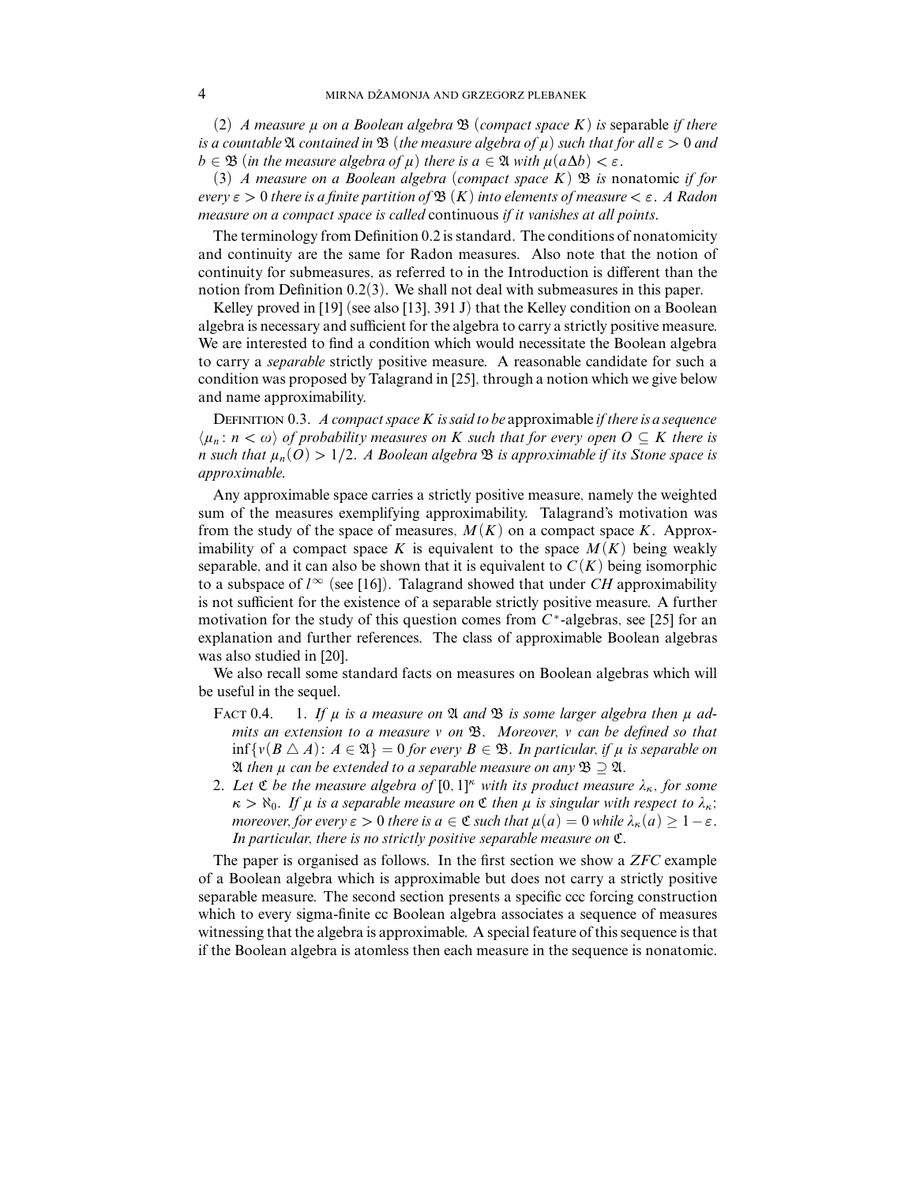(2) *A measure $\mu$ on a Boolean algebra $\mathfrak{B}$ (compact space $K$) is* separable *if there is a countable $\mathfrak{A}$ contained in $\mathfrak{B}$ (the measure algebra of $\mu$) such that for all $\varepsilon > 0$ and $b \in \mathfrak{B}$ (in the measure algebra of $\mu$) there is $a \in \mathfrak{A}$ with $\mu(a\Delta b) < \varepsilon$.*

(3) *A measure on a Boolean algebra (compact space $K$) $\mathfrak{B}$ is* nonatomic *if for every $\varepsilon > 0$ there is a finite partition of $\mathfrak{B}$ ($K$) into elements of measure $< \varepsilon$. A Radon measure on a compact space is called* continuous *if it vanishes at all points.*

The terminology from Definition 0.2 is standard. The conditions of nonatomicity and continuity are the same for Radon measures. Also note that the notion of continuity for submeasures, as referred to in the Introduction is different than the notion from Definition 0.2(3). We shall not deal with submeasures in this paper.

Kelley proved in [19] (see also [13], 391 J) that the Kelley condition on a Boolean algebra is necessary and sufficient for the algebra to carry a strictly positive measure. We are interested to find a condition which would necessitate the Boolean algebra to carry a *separable* strictly positive measure. A reasonable candidate for such a condition was proposed by Talagrand in [25], through a notion which we give below and name approximability.

Definition 0.3. *A compact space $K$ is said to be* approximable *if there is a sequence $\langle \mu_n : n < \omega \rangle$ of probability measures on $K$ such that for every open $O \subseteq K$ there is $n$ such that $\mu_n(O) > 1/2$. A Boolean algebra $\mathfrak{B}$ is approximable if its Stone space is approximable.*

Any approximable space carries a strictly positive measure, namely the weighted sum of the measures exemplifying approximability. Talagrand's motivation was from the study of the space of measures, $M(K)$ on a compact space $K$. Approximability of a compact space $K$ is equivalent to the space $M(K)$ being weakly separable, and it can also be shown that it is equivalent to $C(K)$ being isomorphic to a subspace of $l^\infty$ (see [16]). Talagrand showed that under *CH* approximability is not sufficient for the existence of a separable strictly positive measure. A further motivation for the study of this question comes from $C^*$-algebras, see [25] for an explanation and further references. The class of approximable Boolean algebras was also studied in [20].

We also recall some standard facts on measures on Boolean algebras which will be useful in the sequel.

Fact 0.4.

1. *If $\mu$ is a measure on $\mathfrak{A}$ and $\mathfrak{B}$ is some larger algebra then $\mu$ admits an extension to a measure $\nu$ on $\mathfrak{B}$. Moreover, $\nu$ can be defined so that $\inf\{\nu(B \triangle A) : A \in \mathfrak{A}\} = 0$ for every $B \in \mathfrak{B}$. In particular, if $\mu$ is separable on $\mathfrak{A}$ then $\mu$ can be extended to a separable measure on any $\mathfrak{B} \supseteq \mathfrak{A}$.*
2. *Let $\mathfrak{C}$ be the measure algebra of $[0,1]^\kappa$ with its product measure $\lambda_\kappa$, for some $\kappa > \aleph_0$. If $\mu$ is a separable measure on $\mathfrak{C}$ then $\mu$ is singular with respect to $\lambda_\kappa$; moreover, for every $\varepsilon > 0$ there is $a \in \mathfrak{C}$ such that $\mu(a) = 0$ while $\lambda_\kappa(a) \geq 1 - \varepsilon$. In particular, there is no strictly positive separable measure on $\mathfrak{C}$.*

The paper is organised as follows. In the first section we show a *ZFC* example of a Boolean algebra which is approximable but does not carry a strictly positive separable measure. The second section presents a specific ccc forcing construction which to every sigma-finite cc Boolean algebra associates a sequence of measures witnessing that the algebra is approximable. A special feature of this sequence is that if the Boolean algebra is atomless then each measure in the sequence is nonatomic.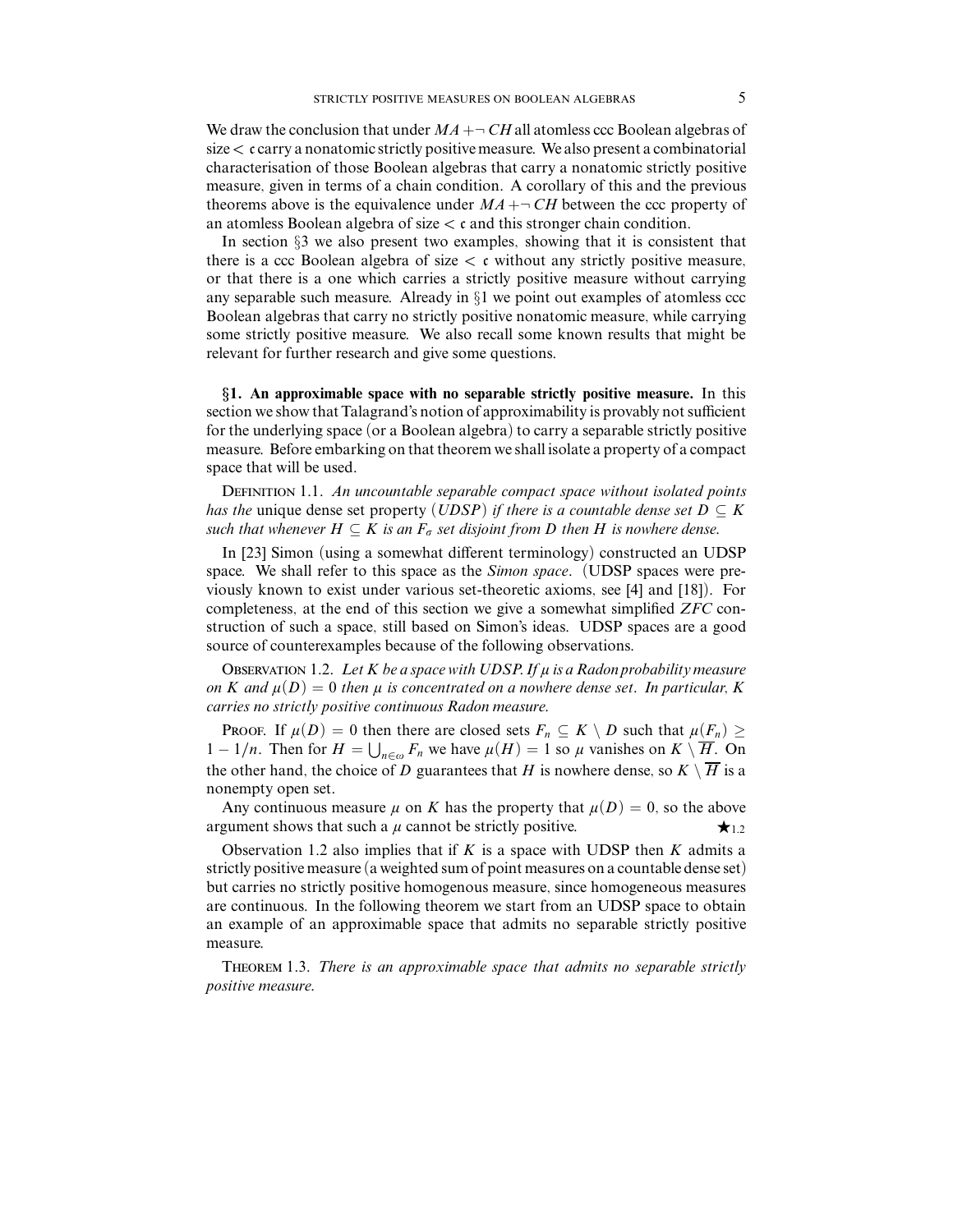We draw the conclusion that under $MA + \neg CH$ all atomless ccc Boolean algebras of size $< \mathfrak{c}$ carry a nonatomic strictly positive measure. We also present a combinatorial characterisation of those Boolean algebras that carry a nonatomic strictly positive measure, given in terms of a chain condition. A corollary of this and the previous theorems above is the equivalence under $MA + \neg CH$ between the ccc property of an atomless Boolean algebra of size $< \mathfrak{c}$ and this stronger chain condition.

In section §3 we also present two examples, showing that it is consistent that there is a ccc Boolean algebra of size $< \mathfrak{c}$ without any strictly positive measure, or that there is a one which carries a strictly positive measure without carrying any separable such measure. Already in §1 we point out examples of atomless ccc Boolean algebras that carry no strictly positive nonatomic measure, while carrying some strictly positive measure. We also recall some known results that might be relevant for further research and give some questions.

**§1. An approximable space with no separable strictly positive measure.** In this section we show that Talagrand's notion of approximability is provably not sufficient for the underlying space (or a Boolean algebra) to carry a separable strictly positive measure. Before embarking on that theorem we shall isolate a property of a compact space that will be used.

Definition 1.1. *An uncountable separable compact space without isolated points has the* unique dense set property *(UDSP) if there is a countable dense set $D \subseteq K$ such that whenever $H \subseteq K$ is an $F_\sigma$ set disjoint from $D$ then $H$ is nowhere dense.*

In [23] Simon (using a somewhat different terminology) constructed an UDSP space. We shall refer to this space as the *Simon space*. (UDSP spaces were previously known to exist under various set-theoretic axioms, see [4] and [18]). For completeness, at the end of this section we give a somewhat simplified *ZFC* construction of such a space, still based on Simon's ideas. UDSP spaces are a good source of counterexamples because of the following observations.

Observation 1.2. *Let $K$ be a space with UDSP. If $\mu$ is a Radon probability measure on $K$ and $\mu(D) = 0$ then $\mu$ is concentrated on a nowhere dense set. In particular, $K$ carries no strictly positive continuous Radon measure.*

Proof. If $\mu(D) = 0$ then there are closed sets $F_n \subseteq K \setminus D$ such that $\mu(F_n) \geq 1 - 1/n$. Then for $H = \bigcup_{n\in\omega} F_n$ we have $\mu(H) = 1$ so $\mu$ vanishes on $K \setminus \overline{H}$. On the other hand, the choice of $D$ guarantees that $H$ is nowhere dense, so $K \setminus \overline{H}$ is a nonempty open set.

Any continuous measure $\mu$ on $K$ has the property that $\mu(D) = 0$, so the above argument shows that such a $\mu$ cannot be strictly positive. $\bigstar_{1.2}$

Observation 1.2 also implies that if $K$ is a space with UDSP then $K$ admits a strictly positive measure (a weighted sum of point measures on a countable dense set) but carries no strictly positive homogenous measure, since homogeneous measures are continuous. In the following theorem we start from an UDSP space to obtain an example of an approximable space that admits no separable strictly positive measure.

Theorem 1.3. *There is an approximable space that admits no separable strictly positive measure.*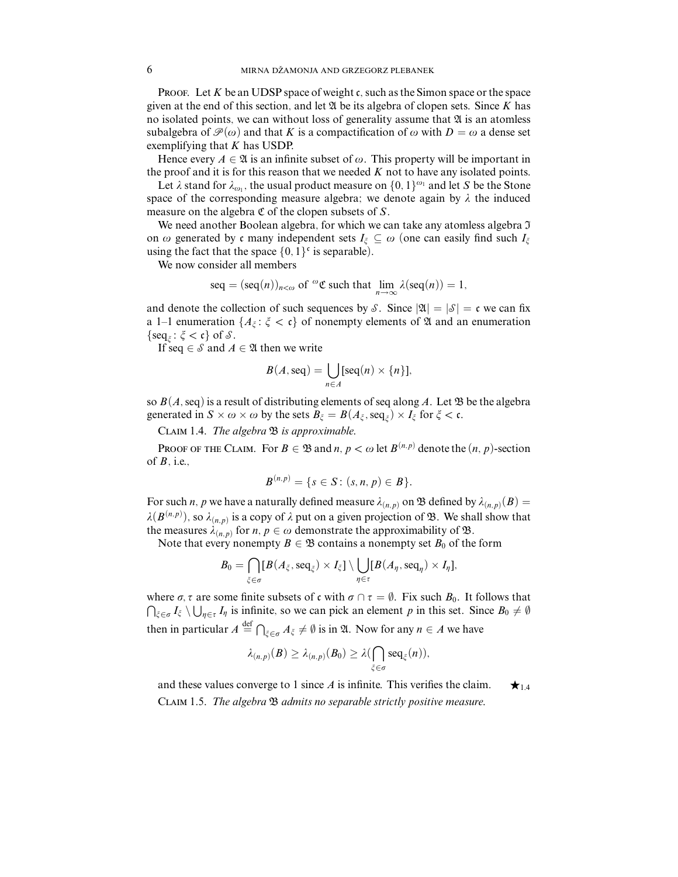Proof. Let $K$ be an UDSP space of weight $\mathfrak{c}$, such as the Simon space or the space given at the end of this section, and let $\mathfrak{A}$ be its algebra of clopen sets. Since $K$ has no isolated points, we can without loss of generality assume that $\mathfrak{A}$ is an atomless subalgebra of $\mathscr{P}(\omega)$ and that $K$ is a compactification of $\omega$ with $D = \omega$ a dense set exemplifying that $K$ has USDP.

Hence every $A \in \mathfrak{A}$ is an infinite subset of $\omega$. This property will be important in the proof and it is for this reason that we needed $K$ not to have any isolated points.

Let $\lambda$ stand for $\lambda_{\omega_1}$, the usual product measure on $\{0,1\}^{\omega_1}$ and let $S$ be the Stone space of the corresponding measure algebra; we denote again by $\lambda$ the induced measure on the algebra $\mathfrak{C}$ of the clopen subsets of $S$.

We need another Boolean algebra, for which we can take any atomless algebra $\mathfrak{I}$ on $\omega$ generated by $\mathfrak{c}$ many independent sets $I_\xi \subseteq \omega$ (one can easily find such $I_\xi$ using the fact that the space $\{0,1\}^{\mathfrak{c}}$ is separable).

We now consider all members

$$\mathrm{seq} = (\mathrm{seq}(n))_{n<\omega} \text{ of } {}^{\omega}\mathfrak{C} \text{ such that } \lim_{n\to\infty} \lambda(\mathrm{seq}(n)) = 1,$$

and denote the collection of such sequences by $\mathscr{S}$. Since $|\mathfrak{A}| = |\mathscr{S}| = \mathfrak{c}$ we can fix a 1–1 enumeration $\{A_\xi : \xi < \mathfrak{c}\}$ of nonempty elements of $\mathfrak{A}$ and an enumeration $\{\mathrm{seq}_\xi : \xi < \mathfrak{c}\}$ of $\mathscr{S}$.

If $\mathrm{seq} \in \mathscr{S}$ and $A \in \mathfrak{A}$ then we write

$$B(A, \mathrm{seq}) = \bigcup_{n\in A} [\mathrm{seq}(n) \times \{n\}],$$

so $B(A, \mathrm{seq})$ is a result of distributing elements of seq along $A$. Let $\mathfrak{B}$ be the algebra generated in $S \times \omega \times \omega$ by the sets $B_\xi = B(A_\xi, \mathrm{seq}_\xi) \times I_\xi$ for $\xi < \mathfrak{c}$.

Claim 1.4. *The algebra $\mathfrak{B}$ is approximable.*

Proof of the Claim. For $B \in \mathfrak{B}$ and $n, p < \omega$ let $B^{(n,p)}$ denote the $(n,p)$-section of $B$, i.e.,

$$B^{(n,p)} = \{s \in S : (s, n, p) \in B\}.$$

For such $n, p$ we have a naturally defined measure $\lambda_{(n,p)}$ on $\mathfrak{B}$ defined by $\lambda_{(n,p)}(B) = \lambda(B^{(n,p)})$, so $\lambda_{(n,p)}$ is a copy of $\lambda$ put on a given projection of $\mathfrak{B}$. We shall show that the measures $\lambda_{(n,p)}$ for $n, p \in \omega$ demonstrate the approximability of $\mathfrak{B}$.

Note that every nonempty $B \in \mathfrak{B}$ contains a nonempty set $B_0$ of the form

$$B_0 = \bigcap_{\xi\in\sigma} [B(A_\xi, \mathrm{seq}_\xi) \times I_\xi] \setminus \bigcup_{\eta\in\tau} [B(A_\eta, \mathrm{seq}_\eta) \times I_\eta],$$

where $\sigma, \tau$ are some finite subsets of $\mathfrak{c}$ with $\sigma \cap \tau = \emptyset$. Fix such $B_0$. It follows that $\bigcap_{\xi\in\sigma} I_\xi \setminus \bigcup_{\eta\in\tau} I_\eta$ is infinite, so we can pick an element $p$ in this set. Since $B_0 \neq \emptyset$ then in particular $A \overset{\text{def}}{=} \bigcap_{\xi\in\sigma} A_\xi \neq \emptyset$ is in $\mathfrak{A}$. Now for any $n \in A$ we have

$$\lambda_{(n,p)}(B) \geq \lambda_{(n,p)}(B_0) \geq \lambda(\bigcap_{\xi\in\sigma} \mathrm{seq}_\xi(n)),$$

and these values converge to 1 since $A$ is infinite. This verifies the claim. $\bigstar_{1.4}$

Claim 1.5. *The algebra $\mathfrak{B}$ admits no separable strictly positive measure.*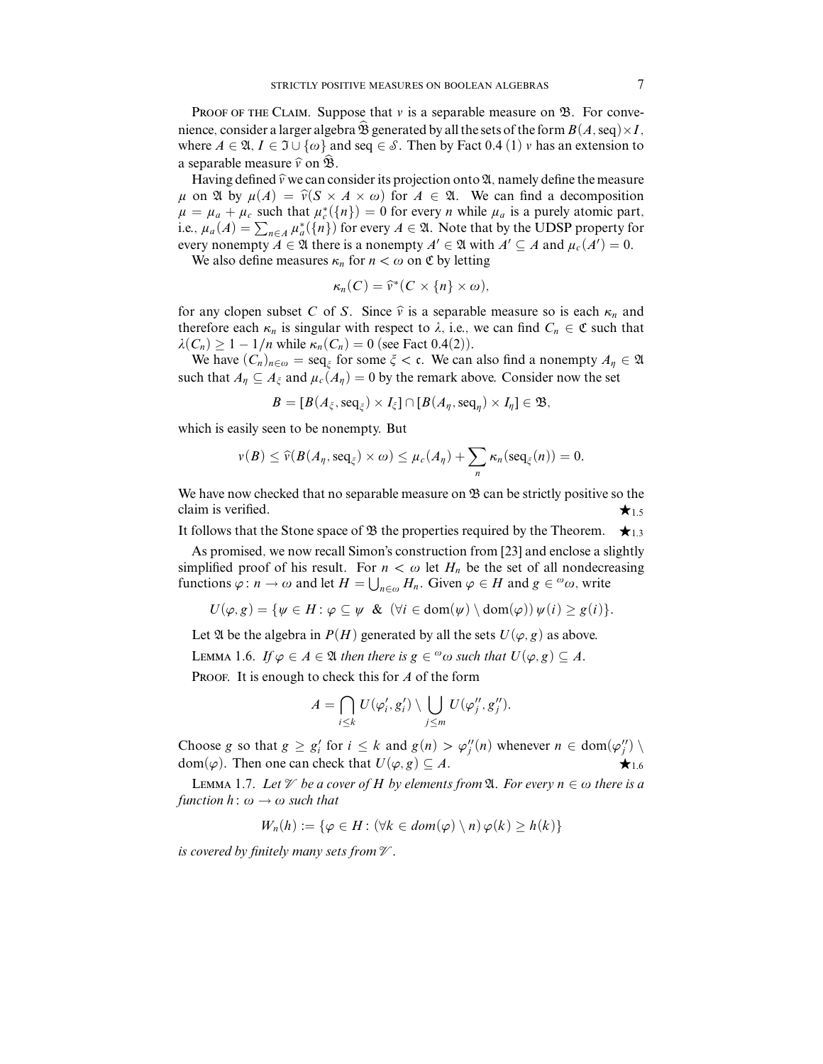Proof of the Claim. Suppose that $\nu$ is a separable measure on $\mathfrak{B}$. For convenience, consider a larger algebra $\widehat{\mathfrak{B}}$ generated by all the sets of the form $B(A, \text{seq}) \times I$, where $A \in \mathfrak{A}$, $I \in \mathfrak{I} \cup \{\omega\}$ and $\text{seq} \in \mathcal{S}$. Then by Fact 0.4 (1) $\nu$ has an extension to a separable measure $\widehat{\nu}$ on $\widehat{\mathfrak{B}}$.

Having defined $\widehat{\nu}$ we can consider its projection onto $\mathfrak{A}$, namely define the measure $\mu$ on $\mathfrak{A}$ by $\mu(A) = \widehat{\nu}(S \times A \times \omega)$ for $A \in \mathfrak{A}$. We can find a decomposition $\mu = \mu_a + \mu_c$ such that $\mu_c^*(\{n\}) = 0$ for every $n$ while $\mu_a$ is a purely atomic part, i.e., $\mu_a(A) = \sum_{n \in A} \mu_a^*(\{n\})$ for every $A \in \mathfrak{A}$. Note that by the UDSP property for every nonempty $A \in \mathfrak{A}$ there is a nonempty $A' \in \mathfrak{A}$ with $A' \subseteq A$ and $\mu_c(A') = 0$.

We also define measures $\kappa_n$ for $n < \omega$ on $\mathfrak{C}$ by letting

$$\kappa_n(C) = \widehat{\nu}^*(C \times \{n\} \times \omega),$$

for any clopen subset $C$ of $S$. Since $\widehat{\nu}$ is a separable measure so is each $\kappa_n$ and therefore each $\kappa_n$ is singular with respect to $\lambda$, i.e., we can find $C_n \in \mathfrak{C}$ such that $\lambda(C_n) \geq 1 - 1/n$ while $\kappa_n(C_n) = 0$ (see Fact 0.4(2)).

We have $(C_n)_{n \in \omega} = \text{seq}_\xi$ for some $\xi < \mathfrak{c}$. We can also find a nonempty $A_\eta \in \mathfrak{A}$ such that $A_\eta \subseteq A_\xi$ and $\mu_c(A_\eta) = 0$ by the remark above. Consider now the set

$$B = [B(A_\xi, \text{seq}_\xi) \times I_\xi] \cap [B(A_\eta, \text{seq}_\eta) \times I_\eta] \in \mathfrak{B},$$

which is easily seen to be nonempty. But

$$\nu(B) \leq \widehat{\nu}(B(A_\eta, \text{seq}_\xi) \times \omega) \leq \mu_c(A_\eta) + \sum_n \kappa_n(\text{seq}_\xi(n)) = 0.$$

We have now checked that no separable measure on $\mathfrak{B}$ can be strictly positive so the claim is verified. $\bigstar_{1.5}$

It follows that the Stone space of $\mathfrak{B}$ the properties required by the Theorem. $\bigstar_{1.3}$

As promised, we now recall Simon's construction from [23] and enclose a slightly simplified proof of his result. For $n < \omega$ let $H_n$ be the set of all nondecreasing functions $\varphi \colon n \to \omega$ and let $H = \bigcup_{n \in \omega} H_n$. Given $\varphi \in H$ and $g \in {}^\omega\omega$, write

$$U(\varphi, g) = \{\psi \in H : \varphi \subseteq \psi \;\; \& \;\; (\forall i \in \text{dom}(\psi) \setminus \text{dom}(\varphi))\, \psi(i) \geq g(i)\}.$$

Let $\mathfrak{A}$ be the algebra in $P(H)$ generated by all the sets $U(\varphi, g)$ as above.

Lemma 1.6. *If $\varphi \in A \in \mathfrak{A}$ then there is $g \in {}^\omega\omega$ such that $U(\varphi, g) \subseteq A$.*

Proof. It is enough to check this for $A$ of the form

$$A = \bigcap_{i \leq k} U(\varphi_i', g_i') \setminus \bigcup_{j \leq m} U(\varphi_j'', g_j'').$$

Choose $g$ so that $g \geq g_i'$ for $i \leq k$ and $g(n) > \varphi_j''(n)$ whenever $n \in \text{dom}(\varphi_j'') \setminus \text{dom}(\varphi)$. Then one can check that $U(\varphi, g) \subseteq A$. $\bigstar_{1.6}$

Lemma 1.7. *Let $\mathscr{V}$ be a cover of $H$ by elements from $\mathfrak{A}$. For every $n \in \omega$ there is a function $h \colon \omega \to \omega$ such that*

$$W_n(h) := \{\varphi \in H : (\forall k \in dom(\varphi) \setminus n)\, \varphi(k) \geq h(k)\}$$

*is covered by finitely many sets from $\mathscr{V}$.*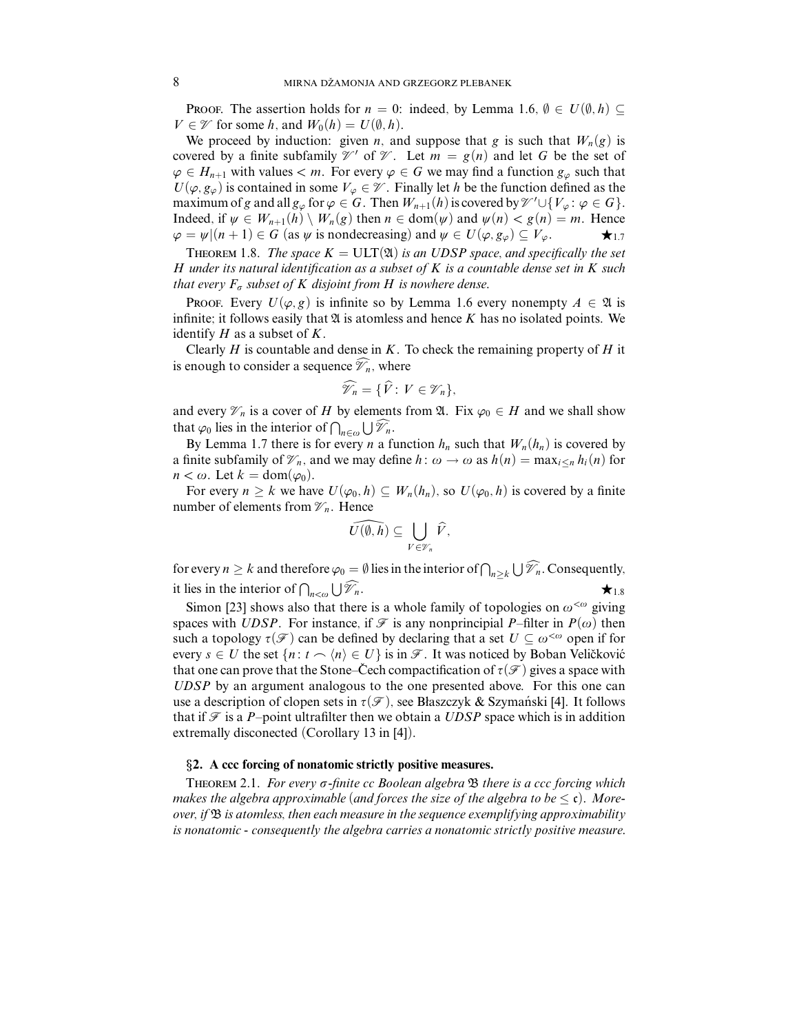Proof. The assertion holds for $n = 0$: indeed, by Lemma 1.6, $\emptyset \in U(\emptyset, h) \subseteq V \in \mathscr{V}$ for some $h$, and $W_0(h) = U(\emptyset, h)$.

We proceed by induction: given $n$, and suppose that $g$ is such that $W_n(g)$ is covered by a finite subfamily $\mathscr{V}'$ of $\mathscr{V}$. Let $m = g(n)$ and let $G$ be the set of $\varphi \in H_{n+1}$ with values $< m$. For every $\varphi \in G$ we may find a function $g_\varphi$ such that $U(\varphi, g_\varphi)$ is contained in some $V_\varphi \in \mathscr{V}$. Finally let $h$ be the function defined as the maximum of $g$ and all $g_\varphi$ for $\varphi \in G$. Then $W_{n+1}(h)$ is covered by $\mathscr{V}' \cup \{V_\varphi : \varphi \in G\}$. Indeed, if $\psi \in W_{n+1}(h) \setminus W_n(g)$ then $n \in \mathrm{dom}(\psi)$ and $\psi(n) < g(n) = m$. Hence $\varphi = \psi|(n+1) \in G$ (as $\psi$ is nondecreasing) and $\psi \in U(\varphi, g_\varphi) \subseteq V_\varphi$. $\bigstar_{1.7}$

Theorem 1.8. *The space $K = \mathrm{ULT}(\mathfrak{A})$ is an UDSP space, and specifically the set $H$ under its natural identification as a subset of $K$ is a countable dense set in $K$ such that every $F_\sigma$ subset of $K$ disjoint from $H$ is nowhere dense.*

Proof. Every $U(\varphi, g)$ is infinite so by Lemma 1.6 every nonempty $A \in \mathfrak{A}$ is infinite; it follows easily that $\mathfrak{A}$ is atomless and hence $K$ has no isolated points. We identify $H$ as a subset of $K$.

Clearly $H$ is countable and dense in $K$. To check the remaining property of $H$ it is enough to consider a sequence $\widehat{\mathscr{V}_n}$, where

$$\widehat{\mathscr{V}_n} = \{\widehat{V} : V \in \mathscr{V}_n\},$$

and every $\mathscr{V}_n$ is a cover of $H$ by elements from $\mathfrak{A}$. Fix $\varphi_0 \in H$ and we shall show that $\varphi_0$ lies in the interior of $\bigcap_{n\in\omega} \bigcup \widehat{\mathscr{V}_n}$.

By Lemma 1.7 there is for every $n$ a function $h_n$ such that $W_n(h_n)$ is covered by a finite subfamily of $\mathscr{V}_n$, and we may define $h : \omega \to \omega$ as $h(n) = \max_{i\le n} h_i(n)$ for $n < \omega$. Let $k = \mathrm{dom}(\varphi_0)$.

For every $n \ge k$ we have $U(\varphi_0, h) \subseteq W_n(h_n)$, so $U(\varphi_0, h)$ is covered by a finite number of elements from $\mathscr{V}_n$. Hence

$$\widehat{U(\emptyset, h)} \subseteq \bigcup_{V\in\mathscr{V}_n} \widehat{V},$$

for every $n \ge k$ and therefore $\varphi_0 = \emptyset$ lies in the interior of $\bigcap_{n\ge k} \bigcup \widehat{\mathscr{V}_n}$. Consequently, it lies in the interior of $\bigcap_{n<\omega} \bigcup \widehat{\mathscr{V}_n}$. $\bigstar_{1.8}$

Simon [23] shows also that there is a whole family of topologies on $\omega^{<\omega}$ giving spaces with *UDSP*. For instance, if $\mathscr{F}$ is any nonprincipial $P$–filter in $P(\omega)$ then such a topology $\tau(\mathscr{F})$ can be defined by declaring that a set $U \subseteq \omega^{<\omega}$ open if for every $s \in U$ the set $\{n : t \frown \langle n \rangle \in U\}$ is in $\mathscr{F}$. It was noticed by Boban Veličković that one can prove that the Stone–Čech compactification of $\tau(\mathscr{F})$ gives a space with *UDSP* by an argument analogous to the one presented above. For this one can use a description of clopen sets in $\tau(\mathscr{F})$, see Błaszczyk & Szymański [4]. It follows that if $\mathscr{F}$ is a $P$–point ultrafilter then we obtain a *UDSP* space which is in addition extremally disconected (Corollary 13 in [4]).

## §2. A ccc forcing of nonatomic strictly positive measures.

Theorem 2.1. *For every $\sigma$-finite cc Boolean algebra $\mathfrak{B}$ there is a ccc forcing which makes the algebra approximable (and forces the size of the algebra to be $\le \mathfrak{c}$). Moreover, if $\mathfrak{B}$ is atomless, then each measure in the sequence exemplifying approximability is nonatomic - consequently the algebra carries a nonatomic strictly positive measure.*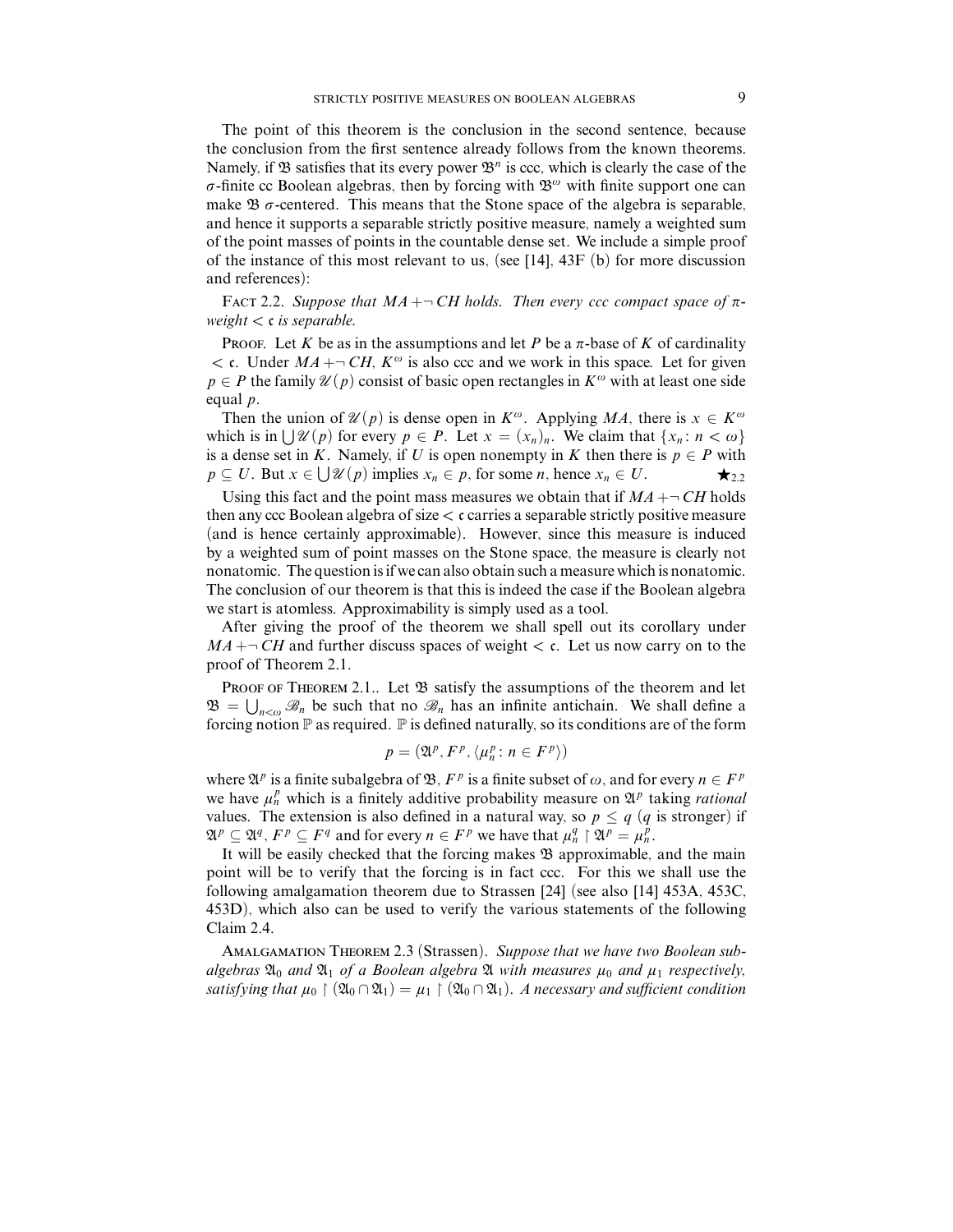The point of this theorem is the conclusion in the second sentence, because the conclusion from the first sentence already follows from the known theorems. Namely, if $\mathfrak{B}$ satisfies that its every power $\mathfrak{B}^n$ is ccc, which is clearly the case of the $\sigma$-finite cc Boolean algebras, then by forcing with $\mathfrak{B}^\omega$ with finite support one can make $\mathfrak{B}$ $\sigma$-centered. This means that the Stone space of the algebra is separable, and hence it supports a separable strictly positive measure, namely a weighted sum of the point masses of points in the countable dense set. We include a simple proof of the instance of this most relevant to us, (see [14], 43F (b) for more discussion and references):

Fact 2.2. *Suppose that $MA + \neg CH$ holds. Then every ccc compact space of $\pi$-weight $< \mathfrak{c}$ is separable.*

Proof. Let $K$ be as in the assumptions and let $P$ be a $\pi$-base of $K$ of cardinality $< \mathfrak{c}$. Under $MA + \neg CH$, $K^\omega$ is also ccc and we work in this space. Let for given $p \in P$ the family $\mathscr{U}(p)$ consist of basic open rectangles in $K^\omega$ with at least one side equal $p$.

Then the union of $\mathscr{U}(p)$ is dense open in $K^\omega$. Applying $MA$, there is $x \in K^\omega$ which is in $\bigcup \mathscr{U}(p)$ for every $p \in P$. Let $x = (x_n)_n$. We claim that $\{x_n : n < \omega\}$ is a dense set in $K$. Namely, if $U$ is open nonempty in $K$ then there is $p \in P$ with $p \subseteq U$. But $x \in \bigcup \mathscr{U}(p)$ implies $x_n \in p$, for some $n$, hence $x_n \in U$. $\bigstar_{2.2}$

Using this fact and the point mass measures we obtain that if $MA + \neg CH$ holds then any ccc Boolean algebra of size $< \mathfrak{c}$ carries a separable strictly positive measure (and is hence certainly approximable). However, since this measure is induced by a weighted sum of point masses on the Stone space, the measure is clearly not nonatomic. The question is if we can also obtain such a measure which is nonatomic. The conclusion of our theorem is that this is indeed the case if the Boolean algebra we start is atomless. Approximability is simply used as a tool.

After giving the proof of the theorem we shall spell out its corollary under $MA + \neg CH$ and further discuss spaces of weight $< \mathfrak{c}$. Let us now carry on to the proof of Theorem 2.1.

Proof of Theorem 2.1.. Let $\mathfrak{B}$ satisfy the assumptions of the theorem and let $\mathfrak{B} = \bigcup_{n<\omega} \mathscr{B}_n$ be such that no $\mathscr{B}_n$ has an infinite antichain. We shall define a forcing notion $\mathbb{P}$ as required. $\mathbb{P}$ is defined naturally, so its conditions are of the form

$$p = (\mathfrak{A}^p, F^p, \langle \mu_n^p : n \in F^p \rangle)$$

where $\mathfrak{A}^p$ is a finite subalgebra of $\mathfrak{B}$, $F^p$ is a finite subset of $\omega$, and for every $n \in F^p$ we have $\mu_n^p$ which is a finitely additive probability measure on $\mathfrak{A}^p$ taking *rational* values. The extension is also defined in a natural way, so $p \leq q$ ($q$ is stronger) if $\mathfrak{A}^p \subseteq \mathfrak{A}^q$, $F^p \subseteq F^q$ and for every $n \in F^p$ we have that $\mu_n^q \restriction \mathfrak{A}^p = \mu_n^p$.

It will be easily checked that the forcing makes $\mathfrak{B}$ approximable, and the main point will be to verify that the forcing is in fact ccc. For this we shall use the following amalgamation theorem due to Strassen [24] (see also [14] 453A, 453C, 453D), which also can be used to verify the various statements of the following Claim 2.4.

Amalgamation Theorem 2.3 (Strassen). *Suppose that we have two Boolean subalgebras $\mathfrak{A}_0$ and $\mathfrak{A}_1$ of a Boolean algebra $\mathfrak{A}$ with measures $\mu_0$ and $\mu_1$ respectively, satisfying that $\mu_0 \restriction (\mathfrak{A}_0 \cap \mathfrak{A}_1) = \mu_1 \restriction (\mathfrak{A}_0 \cap \mathfrak{A}_1)$. A necessary and sufficient condition*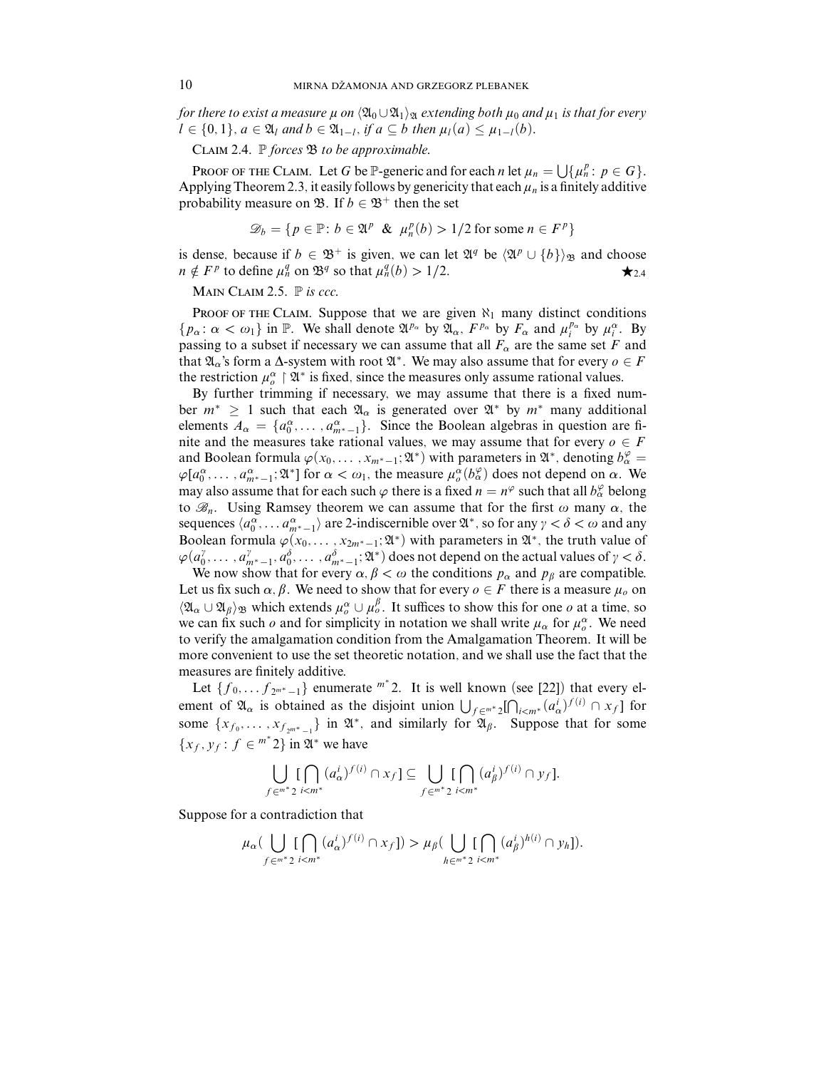*for there to exist a measure $\mu$ on $\langle \mathfrak{A}_0 \cup \mathfrak{A}_1 \rangle_{\mathfrak{A}}$ extending both $\mu_0$ and $\mu_1$ is that for every $l \in \{0, 1\}$, $a \in \mathfrak{A}_l$ and $b \in \mathfrak{A}_{1-l}$, if $a \subseteq b$ then $\mu_l(a) \leq \mu_{1-l}(b)$.*

Claim 2.4. *$\mathbb{P}$ forces $\mathfrak{B}$ to be approximable.*

Proof of the Claim. Let $G$ be $\mathbb{P}$-generic and for each $n$ let $\mu_n = \bigcup\{\mu_n^p : p \in G\}$. Applying Theorem 2.3, it easily follows by genericity that each $\mu_n$ is a finitely additive probability measure on $\mathfrak{B}$. If $b \in \mathfrak{B}^+$ then the set

$$\mathscr{D}_b = \{p \in \mathbb{P} : b \in \mathfrak{A}^p \ \& \ \mu_n^p(b) > 1/2 \text{ for some } n \in F^p\}$$

is dense, because if $b \in \mathfrak{B}^+$ is given, we can let $\mathfrak{A}^q$ be $\langle \mathfrak{A}^p \cup \{b\} \rangle_{\mathfrak{B}}$ and choose $n \notin F^p$ to define $\mu_n^q$ on $\mathfrak{B}^q$ so that $\mu_n^q(b) > 1/2$. $\bigstar_{2.4}$

Main Claim 2.5. *$\mathbb{P}$ is ccc.*

Proof of the Claim. Suppose that we are given $\aleph_1$ many distinct conditions $\{p_\alpha : \alpha < \omega_1\}$ in $\mathbb{P}$. We shall denote $\mathfrak{A}^{p_\alpha}$ by $\mathfrak{A}_\alpha$, $F^{p_\alpha}$ by $F_\alpha$ and $\mu_i^{p_\alpha}$ by $\mu_i^\alpha$. By passing to a subset if necessary we can assume that all $F_\alpha$ are the same set $F$ and that $\mathfrak{A}_\alpha$'s form a $\Delta$-system with root $\mathfrak{A}^*$. We may also assume that for every $o \in F$ the restriction $\mu_o^\alpha \restriction \mathfrak{A}^*$ is fixed, since the measures only assume rational values.

By further trimming if necessary, we may assume that there is a fixed number $m^* \geq 1$ such that each $\mathfrak{A}_\alpha$ is generated over $\mathfrak{A}^*$ by $m^*$ many additional elements $A_\alpha = \{a_0^\alpha, \ldots, a_{m^*-1}^\alpha\}$. Since the Boolean algebras in question are finite and the measures take rational values, we may assume that for every $o \in F$ and Boolean formula $\varphi(x_0, \ldots, x_{m^*-1}; \mathfrak{A}^*)$ with parameters in $\mathfrak{A}^*$, denoting $b_\alpha^\varphi = \varphi[a_0^\alpha, \ldots, a_{m^*-1}^\alpha; \mathfrak{A}^*]$ for $\alpha < \omega_1$, the measure $\mu_o^\alpha(b_\alpha^\varphi)$ does not depend on $\alpha$. We may also assume that for each such $\varphi$ there is a fixed $n = n^\varphi$ such that all $b_\alpha^\varphi$ belong to $\mathscr{B}_n$. Using Ramsey theorem we can assume that for the first $\omega$ many $\alpha$, the sequences $\langle a_0^\alpha, \ldots a_{m^*-1}^\alpha \rangle$ are 2-indiscernible over $\mathfrak{A}^*$, so for any $\gamma < \delta < \omega$ and any Boolean formula $\varphi(x_0, \ldots, x_{2m^*-1}; \mathfrak{A}^*)$ with parameters in $\mathfrak{A}^*$, the truth value of $\varphi(a_0^\gamma, \ldots, a_{m^*-1}^\gamma, a_0^\delta, \ldots, a_{m^*-1}^\delta; \mathfrak{A}^*)$ does not depend on the actual values of $\gamma < \delta$.

We now show that for every $\alpha, \beta < \omega$ the conditions $p_\alpha$ and $p_\beta$ are compatible. Let us fix such $\alpha, \beta$. We need to show that for every $o \in F$ there is a measure $\mu_o$ on $\langle \mathfrak{A}_\alpha \cup \mathfrak{A}_\beta \rangle_{\mathfrak{B}}$ which extends $\mu_o^\alpha \cup \mu_o^\beta$. It suffices to show this for one $o$ at a time, so we can fix such $o$ and for simplicity in notation we shall write $\mu_\alpha$ for $\mu_o^\alpha$. We need to verify the amalgamation condition from the Amalgamation Theorem. It will be more convenient to use the set theoretic notation, and we shall use the fact that the measures are finitely additive.

Let $\{f_0, \ldots f_{2^{m^*}-1}\}$ enumerate ${}^{m^*}2$. It is well known (see [22]) that every element of $\mathfrak{A}_\alpha$ is obtained as the disjoint union $\bigcup_{f \in {}^{m^*}2}[\bigcap_{i<m^*}(a_\alpha^i)^{f(i)} \cap x_f]$ for some $\{x_{f_0}, \ldots, x_{f_{2^{m^*}-1}}\}$ in $\mathfrak{A}^*$, and similarly for $\mathfrak{A}_\beta$. Suppose that for some $\{x_f, y_f : f \in {}^{m^*}2\}$ in $\mathfrak{A}^*$ we have

$$\bigcup_{f \in {}^{m^*}2} [\bigcap_{i<m^*} (a_\alpha^i)^{f(i)} \cap x_f] \subseteq \bigcup_{f \in {}^{m^*}2} [\bigcap_{i<m^*} (a_\beta^i)^{f(i)} \cap y_f].$$

Suppose for a contradiction that

$$\mu_\alpha(\bigcup_{f \in {}^{m^*}2} [\bigcap_{i<m^*} (a_\alpha^i)^{f(i)} \cap x_f]) > \mu_\beta(\bigcup_{h \in {}^{m^*}2} [\bigcap_{i<m^*} (a_\beta^i)^{h(i)} \cap y_h]).$$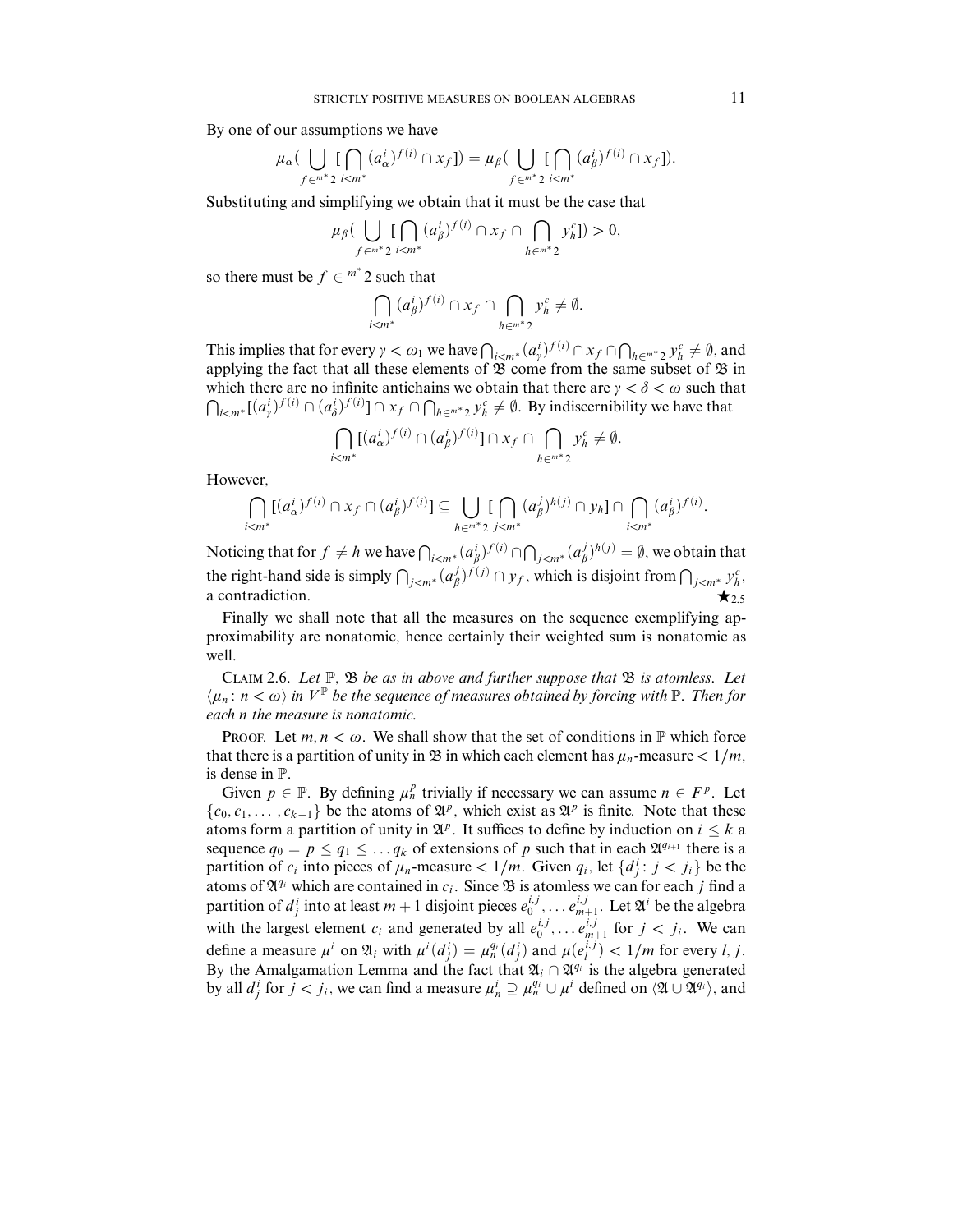By one of our assumptions we have

$$\mu_\alpha\Big(\bigcup_{f\in {}^{m^*}2}\Big[\bigcap_{i<m^*}(a^i_\alpha)^{f(i)}\cap x_f\Big]\Big)=\mu_\beta\Big(\bigcup_{f\in {}^{m^*}2}\Big[\bigcap_{i<m^*}(a^i_\beta)^{f(i)}\cap x_f\Big]\Big).$$

Substituting and simplifying we obtain that it must be the case that

$$\mu_\beta\Big(\bigcup_{f\in {}^{m^*}2}\Big[\bigcap_{i<m^*}(a^i_\beta)^{f(i)}\cap x_f\cap\bigcap_{h\in {}^{m^*}2}y^c_h\Big]\Big)>0,$$

so there must be $f\in {}^{m^*}2$ such that

$$\bigcap_{i<m^*}(a^i_\beta)^{f(i)}\cap x_f\cap\bigcap_{h\in {}^{m^*}2}y^c_h\neq\emptyset.$$

This implies that for every $\gamma<\omega_1$ we have $\bigcap_{i<m^*}(a^i_\gamma)^{f(i)}\cap x_f\cap\bigcap_{h\in {}^{m^*}2}y^c_h\neq\emptyset$, and applying the fact that all these elements of $\mathfrak{B}$ come from the same subset of $\mathfrak{B}$ in which there are no infinite antichains we obtain that there are $\gamma<\delta<\omega$ such that $\bigcap_{i<m^*}[(a^i_\gamma)^{f(i)}\cap(a^i_\delta)^{f(i)}]\cap x_f\cap\bigcap_{h\in {}^{m^*}2}y^c_h\neq\emptyset$. By indiscernibility we have that

$$\bigcap_{i<m^*}[(a^i_\alpha)^{f(i)}\cap(a^i_\beta)^{f(i)}]\cap x_f\cap\bigcap_{h\in {}^{m^*}2}y^c_h\neq\emptyset.$$

However,

$$\bigcap_{i<m^*}[(a^i_\alpha)^{f(i)}\cap x_f\cap(a^i_\beta)^{f(i)}]\subseteq\bigcup_{h\in {}^{m^*}2}\Big[\bigcap_{j<m^*}(a^j_\beta)^{h(j)}\cap y_h\Big]\cap\bigcap_{i<m^*}(a^i_\beta)^{f(i)}.$$

Noticing that for $f\neq h$ we have $\bigcap_{i<m^*}(a^i_\beta)^{f(i)}\cap\bigcap_{j<m^*}(a^j_\beta)^{h(j)}=\emptyset$, we obtain that the right-hand side is simply $\bigcap_{j<m^*}(a^j_\beta)^{f(j)}\cap y_f$, which is disjoint from $\bigcap_{j<m^*}y^c_h$, a contradiction. $\bigstar_{2.5}$

Finally we shall note that all the measures on the sequence exemplifying approximability are nonatomic, hence certainly their weighted sum is nonatomic as well.

Claim 2.6. *Let $\mathbb{P}$, $\mathfrak{B}$ be as in above and further suppose that $\mathfrak{B}$ is atomless. Let $\langle\mu_n\colon n<\omega\rangle$ in $V^{\mathbb{P}}$ be the sequence of measures obtained by forcing with $\mathbb{P}$. Then for each $n$ the measure is nonatomic.*

Proof. Let $m,n<\omega$. We shall show that the set of conditions in $\mathbb{P}$ which force that there is a partition of unity in $\mathfrak{B}$ in which each element has $\mu_n$-measure $<1/m$, is dense in $\mathbb{P}$.

Given $p\in\mathbb{P}$. By defining $\mu^p_n$ trivially if necessary we can assume $n\in F^p$. Let $\{c_0,c_1,\dots,c_{k-1}\}$ be the atoms of $\mathfrak{A}^p$, which exist as $\mathfrak{A}^p$ is finite. Note that these atoms form a partition of unity in $\mathfrak{A}^p$. It suffices to define by induction on $i\leq k$ a sequence $q_0=p\leq q_1\leq\dots q_k$ of extensions of $p$ such that in each $\mathfrak{A}^{q_{i+1}}$ there is a partition of $c_i$ into pieces of $\mu_n$-measure $<1/m$. Given $q_i$, let $\{d^i_j\colon j<j_i\}$ be the atoms of $\mathfrak{A}^{q_i}$ which are contained in $c_i$. Since $\mathfrak{B}$ is atomless we can for each $j$ find a partition of $d^i_j$ into at least $m+1$ disjoint pieces $e^{i,j}_0,\dots e^{i,j}_{m+1}$. Let $\mathfrak{A}^i$ be the algebra with the largest element $c_i$ and generated by all $e^{i,j}_0,\dots e^{i,j}_{m+1}$ for $j<j_i$. We can define a measure $\mu^i$ on $\mathfrak{A}_i$ with $\mu^i(d^i_j)=\mu^{q_i}_n(d^i_j)$ and $\mu(e^{i,j}_l)<1/m$ for every $l,j$. By the Amalgamation Lemma and the fact that $\mathfrak{A}_i\cap\mathfrak{A}^{q_i}$ is the algebra generated by all $d^i_j$ for $j<j_i$, we can find a measure $\mu^i_n\supseteq\mu^{q_i}_n\cup\mu^i$ defined on $\langle\mathfrak{A}\cup\mathfrak{A}^{q_i}\rangle$, and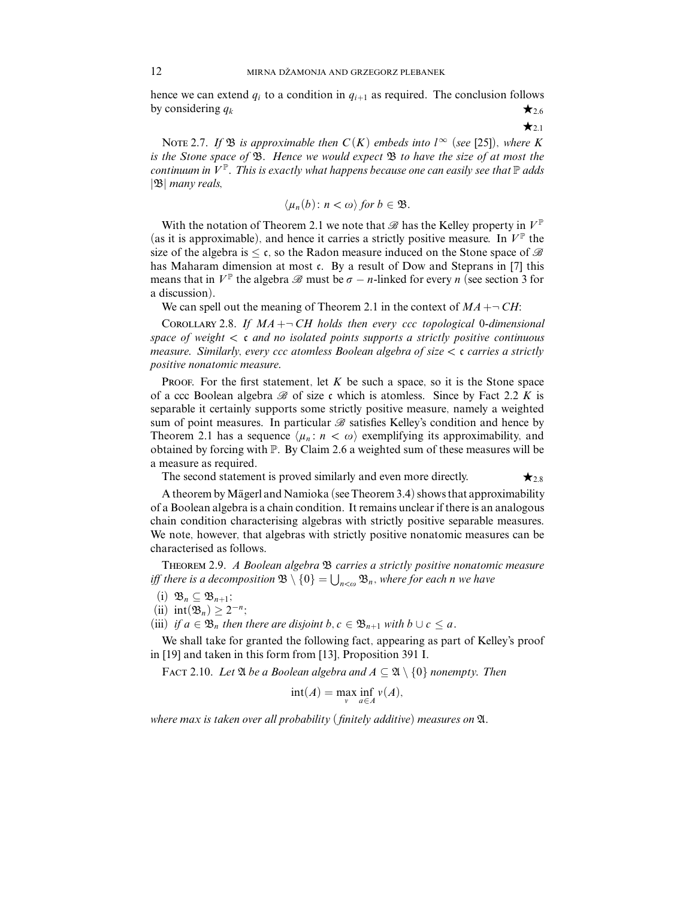hence we can extend $q_i$ to a condition in $q_{i+1}$ as required. The conclusion follows by considering $q_k$ $\bigstar_{2.6}$

$\bigstar_{2.1}$

Note 2.7. *If $\mathfrak{B}$ is approximable then $C(K)$ embeds into $l^\infty$ (see [25]), where $K$ is the Stone space of $\mathfrak{B}$. Hence we would expect $\mathfrak{B}$ to have the size of at most the continuum in $V^\mathbb{P}$. This is exactly what happens because one can easily see that $\mathbb{P}$ adds $|\mathfrak{B}|$ many reals,*

$$\langle \mu_n(b) \colon n < \omega \rangle \text{ for } b \in \mathfrak{B}.$$

With the notation of Theorem 2.1 we note that $\mathscr{B}$ has the Kelley property in $V^\mathbb{P}$ (as it is approximable), and hence it carries a strictly positive measure. In $V^\mathbb{P}$ the size of the algebra is $\leq \mathfrak{c}$, so the Radon measure induced on the Stone space of $\mathscr{B}$ has Maharam dimension at most $\mathfrak{c}$. By a result of Dow and Steprans in [7] this means that in $V^\mathbb{P}$ the algebra $\mathscr{B}$ must be $\sigma - n$-linked for every $n$ (see section 3 for a discussion).

We can spell out the meaning of Theorem 2.1 in the context of $MA + \neg\, CH$:

Corollary 2.8. *If $MA + \neg\, CH$ holds then every ccc topological 0-dimensional space of weight $< \mathfrak{c}$ and no isolated points supports a strictly positive continuous measure. Similarly, every ccc atomless Boolean algebra of size $< \mathfrak{c}$ carries a strictly positive nonatomic measure.*

Proof. For the first statement, let $K$ be such a space, so it is the Stone space of a ccc Boolean algebra $\mathscr{B}$ of size $\mathfrak{c}$ which is atomless. Since by Fact 2.2 $K$ is separable it certainly supports some strictly positive measure, namely a weighted sum of point measures. In particular $\mathscr{B}$ satisfies Kelley's condition and hence by Theorem 2.1 has a sequence $\langle \mu_n \colon n < \omega \rangle$ exemplifying its approximability, and obtained by forcing with $\mathbb{P}$. By Claim 2.6 a weighted sum of these measures will be a measure as required.

The second statement is proved similarly and even more directly. $\bigstar_{2.8}$

A theorem by Mägerl and Namioka (see Theorem 3.4) shows that approximability of a Boolean algebra is a chain condition. It remains unclear if there is an analogous chain condition characterising algebras with strictly positive separable measures. We note, however, that algebras with strictly positive nonatomic measures can be characterised as follows.

Theorem 2.9. *A Boolean algebra $\mathfrak{B}$ carries a strictly positive nonatomic measure iff there is a decomposition $\mathfrak{B} \setminus \{0\} = \bigcup_{n<\omega} \mathfrak{B}_n$, where for each $n$ we have*

(i) $\mathfrak{B}_n \subseteq \mathfrak{B}_{n+1}$;

(ii) $\mathrm{int}(\mathfrak{B}_n) \geq 2^{-n}$;

(iii) *if $a \in \mathfrak{B}_n$ then there are disjoint $b, c \in \mathfrak{B}_{n+1}$ with $b \cup c \leq a$.*

We shall take for granted the following fact, appearing as part of Kelley's proof in [19] and taken in this form from [13], Proposition 391 I.

Fact 2.10. *Let $\mathfrak{A}$ be a Boolean algebra and $A \subseteq \mathfrak{A} \setminus \{0\}$ nonempty. Then*

$$\mathrm{int}(A) = \max_{\nu} \inf_{a \in A} \nu(A),$$

*where max is taken over all probability (finitely additive) measures on $\mathfrak{A}$.*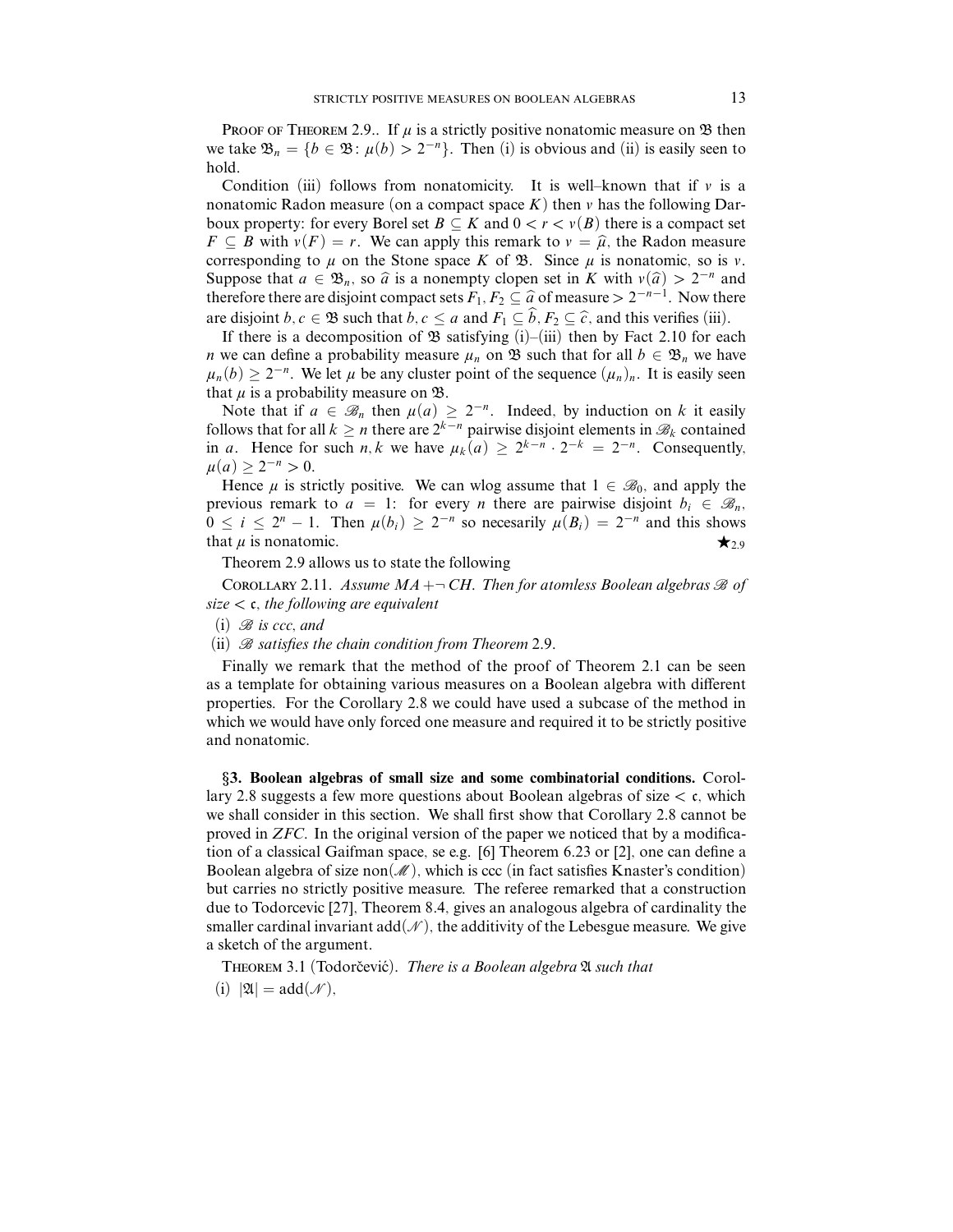Proof of Theorem 2.9.. If $\mu$ is a strictly positive nonatomic measure on $\mathfrak{B}$ then we take $\mathfrak{B}_n = \{b \in \mathfrak{B} \colon \mu(b) > 2^{-n}\}$. Then (i) is obvious and (ii) is easily seen to hold.

Condition (iii) follows from nonatomicity. It is well–known that if $\nu$ is a nonatomic Radon measure (on a compact space $K$) then $\nu$ has the following Darboux property: for every Borel set $B \subseteq K$ and $0 < r < \nu(B)$ there is a compact set $F \subseteq B$ with $\nu(F) = r$. We can apply this remark to $\nu = \widehat{\mu}$, the Radon measure corresponding to $\mu$ on the Stone space $K$ of $\mathfrak{B}$. Since $\mu$ is nonatomic, so is $\nu$. Suppose that $a \in \mathfrak{B}_n$, so $\widehat{a}$ is a nonempty clopen set in $K$ with $\nu(\widehat{a}) > 2^{-n}$ and therefore there are disjoint compact sets $F_1, F_2 \subseteq \widehat{a}$ of measure $> 2^{-n-1}$. Now there are disjoint $b, c \in \mathfrak{B}$ such that $b, c \leq a$ and $F_1 \subseteq \widehat{b}, F_2 \subseteq \widehat{c}$, and this verifies (iii).

If there is a decomposition of $\mathfrak{B}$ satisfying (i)–(iii) then by Fact 2.10 for each $n$ we can define a probability measure $\mu_n$ on $\mathfrak{B}$ such that for all $b \in \mathfrak{B}_n$ we have $\mu_n(b) \geq 2^{-n}$. We let $\mu$ be any cluster point of the sequence $(\mu_n)_n$. It is easily seen that $\mu$ is a probability measure on $\mathfrak{B}$.

Note that if $a \in \mathscr{B}_n$ then $\mu(a) \geq 2^{-n}$. Indeed, by induction on $k$ it easily follows that for all $k \geq n$ there are $2^{k-n}$ pairwise disjoint elements in $\mathscr{B}_k$ contained in $a$. Hence for such $n, k$ we have $\mu_k(a) \geq 2^{k-n} \cdot 2^{-k} = 2^{-n}$. Consequently, $\mu(a) \geq 2^{-n} > 0$.

Hence $\mu$ is strictly positive. We can wlog assume that $1 \in \mathscr{B}_0$, and apply the previous remark to $a = 1$: for every $n$ there are pairwise disjoint $b_i \in \mathscr{B}_n$, $0 \leq i \leq 2^n - 1$. Then $\mu(b_i) \geq 2^{-n}$ so necesarily $\mu(B_i) = 2^{-n}$ and this shows that $\mu$ is nonatomic. $\bigstar_{2.9}$

Theorem 2.9 allows us to state the following

Corollary 2.11. *Assume $MA + \neg CH$. Then for atomless Boolean algebras $\mathscr{B}$ of size $< \mathfrak{c}$, the following are equivalent*

(i) *$\mathscr{B}$ is ccc, and*

(ii) *$\mathscr{B}$ satisfies the chain condition from Theorem* 2.9.

Finally we remark that the method of the proof of Theorem 2.1 can be seen as a template for obtaining various measures on a Boolean algebra with different properties. For the Corollary 2.8 we could have used a subcase of the method in which we would have only forced one measure and required it to be strictly positive and nonatomic.

## §3. Boolean algebras of small size and some combinatorial conditions.

Corollary 2.8 suggests a few more questions about Boolean algebras of size $< \mathfrak{c}$, which we shall consider in this section. We shall first show that Corollary 2.8 cannot be proved in *ZFC*. In the original version of the paper we noticed that by a modification of a classical Gaifman space, se e.g. [6] Theorem 6.23 or [2], one can define a Boolean algebra of size $\mathrm{non}(\mathscr{M})$, which is ccc (in fact satisfies Knaster's condition) but carries no strictly positive measure. The referee remarked that a construction due to Todorcevic [27], Theorem 8.4, gives an analogous algebra of cardinality the smaller cardinal invariant $\mathrm{add}(\mathscr{N})$, the additivity of the Lebesgue measure. We give a sketch of the argument.

Theorem 3.1 (Todorčević). *There is a Boolean algebra $\mathfrak{A}$ such that*

(i) $|\mathfrak{A}| = \mathrm{add}(\mathscr{N})$,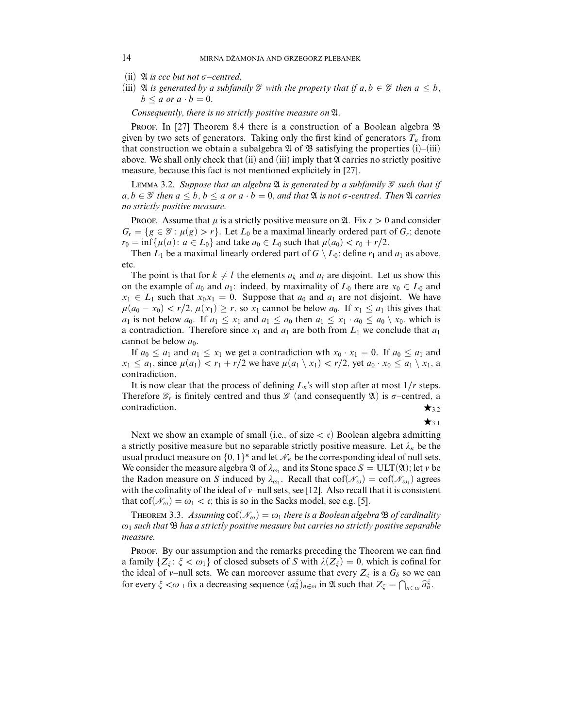(ii) $\mathfrak{A}$ *is ccc but not $\sigma$–centred,*
(iii) $\mathfrak{A}$ *is generated by a subfamily $\mathscr{G}$ with the property that if $a, b \in \mathscr{G}$ then $a \le b$, $b \le a$ or $a \cdot b = 0$.*

*Consequently, there is no strictly positive measure on $\mathfrak{A}$.*

Proof. In [27] Theorem 8.4 there is a construction of a Boolean algebra $\mathfrak{B}$ given by two sets of generators. Taking only the first kind of generators $T_a$ from that construction we obtain a subalgebra $\mathfrak{A}$ of $\mathfrak{B}$ satisfying the properties (i)–(iii) above. We shall only check that (ii) and (iii) imply that $\mathfrak{A}$ carries no strictly positive measure, because this fact is not mentioned explicitely in [27].

Lemma 3.2. *Suppose that an algebra $\mathfrak{A}$ is generated by a subfamily $\mathscr{G}$ such that if $a, b \in \mathscr{G}$ then $a \le b$, $b \le a$ or $a \cdot b = 0$, and that $\mathfrak{A}$ is not $\sigma$-centred. Then $\mathfrak{A}$ carries no strictly positive measure.*

Proof. Assume that $\mu$ is a strictly positive measure on $\mathfrak{A}$. Fix $r > 0$ and consider $G_r = \{g \in \mathscr{G} : \mu(g) > r\}$. Let $L_0$ be a maximal linearly ordered part of $G_r$; denote $r_0 = \inf\{\mu(a) : a \in L_0\}$ and take $a_0 \in L_0$ such that $\mu(a_0) < r_0 + r/2$.

Then $L_1$ be a maximal linearly ordered part of $G \setminus L_0$; define $r_1$ and $a_1$ as above, etc.

The point is that for $k \ne l$ the elements $a_k$ and $a_l$ are disjoint. Let us show this on the example of $a_0$ and $a_1$: indeed, by maximality of $L_0$ there are $x_0 \in L_0$ and $x_1 \in L_1$ such that $x_0 x_1 = 0$. Suppose that $a_0$ and $a_1$ are not disjoint. We have $\mu(a_0 - x_0) < r/2$, $\mu(x_1) \ge r$, so $x_1$ cannot be below $a_0$. If $x_1 \le a_1$ this gives that $a_1$ is not below $a_0$. If $a_1 \le x_1$ and $a_1 \le a_0$ then $a_1 \le x_1 \cdot a_0 \le a_0 \setminus x_0$, which is a contradiction. Therefore since $x_1$ and $a_1$ are both from $L_1$ we conclude that $a_1$ cannot be below $a_0$.

If $a_0 \le a_1$ and $a_1 \le x_1$ we get a contradiction wth $x_0 \cdot x_1 = 0$. If $a_0 \le a_1$ and $x_1 \le a_1$, since $\mu(a_1) < r_1 + r/2$ we have $\mu(a_1 \setminus x_1) < r/2$, yet $a_0 \cdot x_0 \le a_1 \setminus x_1$, a contradiction.

It is now clear that the process of defining $L_n$'s will stop after at most $1/r$ steps. Therefore $\mathscr{G}_r$ is finitely centred and thus $\mathscr{G}$ (and consequently $\mathfrak{A}$) is $\sigma$–centred, a contradiction. $\bigstar_{3.2}$

$\bigstar_{3.1}$

Next we show an example of small (i.e., of size $< \mathfrak{c}$) Boolean algebra admitting a strictly positive measure but no separable strictly positive measure. Let $\lambda_\kappa$ be the usual product measure on $\{0,1\}^\kappa$ and let $\mathscr{N}_\kappa$ be the corresponding ideal of null sets. We consider the measure algebra $\mathfrak{A}$ of $\lambda_{\omega_1}$ and its Stone space $S = \mathrm{ULT}(\mathfrak{A})$; let $\nu$ be the Radon measure on $S$ induced by $\lambda_{\omega_1}$. Recall that $\mathrm{cof}(\mathscr{N}_\omega) = \mathrm{cof}(\mathscr{N}_{\omega_1})$ agrees with the cofinality of the ideal of $\nu$–null sets, see [12]. Also recall that it is consistent that $\mathrm{cof}(\mathscr{N}_\omega) = \omega_1 < \mathfrak{c}$; this is so in the Sacks model, see e.g. [5].

Theorem 3.3. *Assuming $\mathrm{cof}(\mathscr{N}_\omega) = \omega_1$ there is a Boolean algebra $\mathfrak{B}$ of cardinality $\omega_1$ such that $\mathfrak{B}$ has a strictly positive measure but carries no strictly positive separable measure.*

Proof. By our assumption and the remarks preceding the Theorem we can find a family $\{Z_\xi : \xi < \omega_1\}$ of closed subsets of $S$ with $\lambda(Z_\xi) = 0$, which is cofinal for the ideal of $\nu$–null sets. We can moreover assume that every $Z_\xi$ is a $G_\delta$ so we can for every $\xi < \omega_1$ fix a decreasing sequence $(a_n^\xi)_{n\in\omega}$ in $\mathfrak{A}$ such that $Z_\xi = \bigcap_{n\in\omega} \widehat{a}_n^\xi$.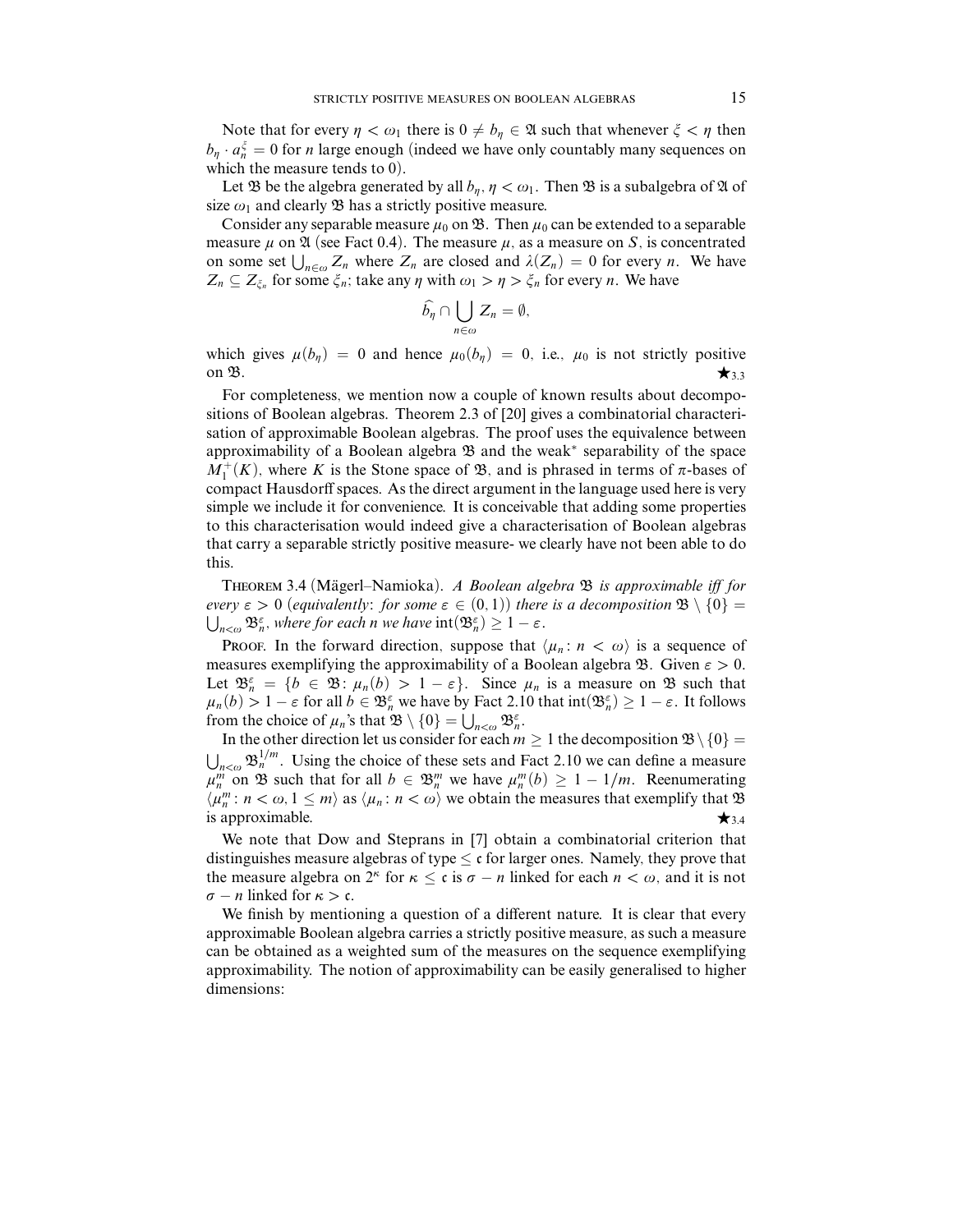Note that for every $\eta < \omega_1$ there is $0 \neq b_\eta \in \mathfrak{A}$ such that whenever $\xi < \eta$ then $b_\eta \cdot a_n^\xi = 0$ for $n$ large enough (indeed we have only countably many sequences on which the measure tends to 0).

Let $\mathfrak{B}$ be the algebra generated by all $b_\eta$, $\eta < \omega_1$. Then $\mathfrak{B}$ is a subalgebra of $\mathfrak{A}$ of size $\omega_1$ and clearly $\mathfrak{B}$ has a strictly positive measure.

Consider any separable measure $\mu_0$ on $\mathfrak{B}$. Then $\mu_0$ can be extended to a separable measure $\mu$ on $\mathfrak{A}$ (see Fact 0.4). The measure $\mu$, as a measure on $S$, is concentrated on some set $\bigcup_{n \in \omega} Z_n$ where $Z_n$ are closed and $\lambda(Z_n) = 0$ for every $n$. We have $Z_n \subseteq Z_{\xi_n}$ for some $\xi_n$; take any $\eta$ with $\omega_1 > \eta > \xi_n$ for every $n$. We have

$$\widehat{b_\eta} \cap \bigcup_{n \in \omega} Z_n = \emptyset,$$

which gives $\mu(b_\eta) = 0$ and hence $\mu_0(b_\eta) = 0$, i.e., $\mu_0$ is not strictly positive on $\mathfrak{B}$. $\bigstar_{3.3}$

For completeness, we mention now a couple of known results about decompositions of Boolean algebras. Theorem 2.3 of [20] gives a combinatorial characterisation of approximable Boolean algebras. The proof uses the equivalence between approximability of a Boolean algebra $\mathfrak{B}$ and the weak* separability of the space $M_1^+(K)$, where $K$ is the Stone space of $\mathfrak{B}$, and is phrased in terms of $\pi$-bases of compact Hausdorff spaces. As the direct argument in the language used here is very simple we include it for convenience. It is conceivable that adding some properties to this characterisation would indeed give a characterisation of Boolean algebras that carry a separable strictly positive measure- we clearly have not been able to do this.

THEOREM 3.4 (Mägerl–Namioka). *A Boolean algebra $\mathfrak{B}$ is approximable iff for every $\varepsilon > 0$ (equivalently: for some $\varepsilon \in (0,1)$) there is a decomposition $\mathfrak{B} \setminus \{0\} = \bigcup_{n<\omega} \mathfrak{B}_n^\varepsilon$, where for each $n$ we have $\mathrm{int}(\mathfrak{B}_n^\varepsilon) \geq 1 - \varepsilon$.*

PROOF. In the forward direction, suppose that $\langle \mu_n \colon n < \omega \rangle$ is a sequence of measures exemplifying the approximability of a Boolean algebra $\mathfrak{B}$. Given $\varepsilon > 0$. Let $\mathfrak{B}_n^\varepsilon = \{b \in \mathfrak{B} \colon \mu_n(b) > 1 - \varepsilon\}$. Since $\mu_n$ is a measure on $\mathfrak{B}$ such that $\mu_n(b) > 1 - \varepsilon$ for all $b \in \mathfrak{B}_n^\varepsilon$ we have by Fact 2.10 that $\mathrm{int}(\mathfrak{B}_n^\varepsilon) \geq 1 - \varepsilon$. It follows from the choice of $\mu_n$'s that $\mathfrak{B} \setminus \{0\} = \bigcup_{n<\omega} \mathfrak{B}_n^\varepsilon$.

In the other direction let us consider for each $m \geq 1$ the decomposition $\mathfrak{B} \setminus \{0\} = \bigcup_{n<\omega} \mathfrak{B}_n^{1/m}$. Using the choice of these sets and Fact 2.10 we can define a measure $\mu_n^m$ on $\mathfrak{B}$ such that for all $b \in \mathfrak{B}_n^m$ we have $\mu_n^m(b) \geq 1 - 1/m$. Reenumerating $\langle \mu_n^m \colon n < \omega, 1 \leq m \rangle$ as $\langle \mu_n \colon n < \omega \rangle$ we obtain the measures that exemplify that $\mathfrak{B}$ is approximable. $\bigstar_{3.4}$

We note that Dow and Steprans in [7] obtain a combinatorial criterion that distinguishes measure algebras of type $\leq \mathfrak{c}$ for larger ones. Namely, they prove that the measure algebra on $2^\kappa$ for $\kappa \leq \mathfrak{c}$ is $\sigma - n$ linked for each $n < \omega$, and it is not $\sigma - n$ linked for $\kappa > \mathfrak{c}$.

We finish by mentioning a question of a different nature. It is clear that every approximable Boolean algebra carries a strictly positive measure, as such a measure can be obtained as a weighted sum of the measures on the sequence exemplifying approximability. The notion of approximability can be easily generalised to higher dimensions: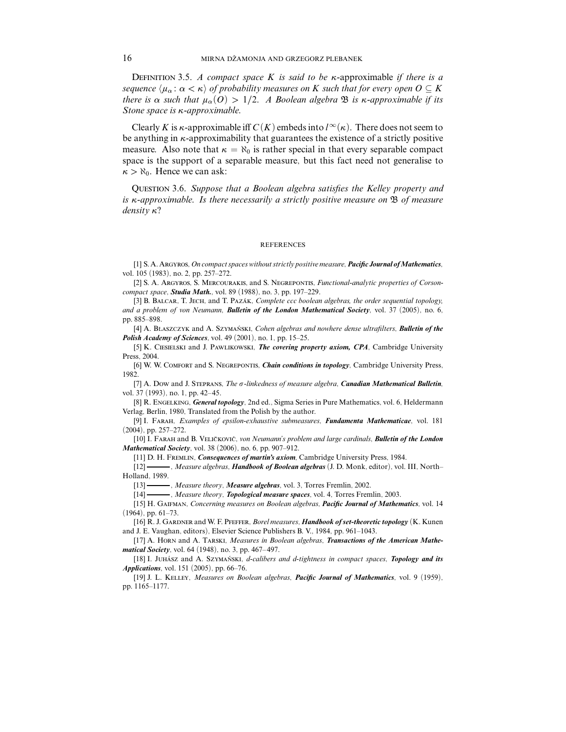**Definition 3.5.** *A compact space $K$ is said to be* $\kappa$-approximable *if there is a sequence $\langle \mu_\alpha : \alpha < \kappa \rangle$ of probability measures on $K$ such that for every open $O \subseteq K$ there is $\alpha$ such that $\mu_\alpha(O) > 1/2$. A Boolean algebra $\mathfrak{B}$ is $\kappa$-approximable if its Stone space is $\kappa$-approximable.*

Clearly $K$ is $\kappa$-approximable iff $C(K)$ embeds into $l^\infty(\kappa)$. There does not seem to be anything in $\kappa$-approximability that guarantees the existence of a strictly positive measure. Also note that $\kappa = \aleph_0$ is rather special in that every separable compact space is the support of a separable measure, but this fact need not generalise to $\kappa > \aleph_0$. Hence we can ask:

**Question 3.6.** *Suppose that a Boolean algebra satisfies the Kelley property and is $\kappa$-approximable. Is there necessarily a strictly positive measure on $\mathfrak{B}$ of measure density $\kappa$?*

## References

[1] S. A. Argyros, *On compact spaces without strictly positive measure*, ***Pacific Journal of Mathematics***, vol. 105 (1983), no. 2, pp. 257–272.

[2] S. A. Argyros, S. Mercourakis, and S. Negrepontis, *Functional-analytic properties of Corson-compact space*, ***Studia Math.***, vol. 89 (1988), no. 3, pp. 197–229.

[3] B. Balcar, T. Jech, and T. Pazák, *Complete ccc boolean algebras, the order sequential topology, and a problem of von Neumann*, ***Bulletin of the London Mathematical Society***, vol. 37 (2005), no. 6, pp. 885–898.

[4] A. Błaszczyk and A. Szymański, *Cohen algebras and nowhere dense ultrafilters*, ***Bulletin of the Polish Academy of Sciences***, vol. 49 (2001), no. 1, pp. 15–25.

[5] K. Ciesielski and J. Pawlikowski, ***The covering property axiom, CPA***, Cambridge University Press, 2004.

[6] W. W. Comfort and S. Negrepontis, ***Chain conditions in topology***, Cambridge University Press, 1982.

[7] A. Dow and J. Steprans, *The $\sigma$-linkedness of measure algebra*, ***Canadian Mathematical Bulletin***, vol. 37 (1993), no. 1, pp. 42–45.

[8] R. Engelking, ***General topology***, 2nd ed., Sigma Series in Pure Mathematics, vol. 6, Heldermann Verlag, Berlin, 1980, Translated from the Polish by the author.

[9] I. Farah, *Examples of epsilon-exhaustive submeasures*, ***Fundamenta Mathematicae***, vol. 181 (2004), pp. 257–272.

[10] I. Farah and B. Veličković, *von Neumann's problem and large cardinals*, ***Bulletin of the London Mathematical Society***, vol. 38 (2006), no. 6, pp. 907–912.

[11] D. H. Fremlin, ***Consequences of martin's axiom***, Cambridge University Press, 1984.

[12] ———, *Measure algebras*, ***Handbook of Boolean algebras*** (J. D. Monk, editor), vol. III, North–Holland, 1989.

[13] ———, *Measure theory*, ***Measure algebras***, vol. 3, Torres Fremlin, 2002.

[14] ———, *Measure theory*, ***Topological measure spaces***, vol. 4, Torres Fremlin, 2003.

[15] H. Gaifman, *Concerning measures on Boolean algebras*, ***Pacific Journal of Mathematics***, vol. 14 (1964), pp. 61–73.

[16] R. J. Gardner and W. F. Pfeffer, *Borel measures*, ***Handbook of set-theoretic topology*** (K. Kunen and J. E. Vaughan, editors), Elsevier Science Publishers B. V., 1984, pp. 961–1043.

[17] A. Horn and A. Tarski, *Measures in Boolean algebras*, ***Transactions of the American Mathematical Society***, vol. 64 (1948), no. 3, pp. 467–497.

[18] I. Juhász and A. Szymański, *d-calibers and d-tightness in compact spaces*, ***Topology and its Applications***, vol. 151 (2005), pp. 66–76.

[19] J. L. Kelley, *Measures on Boolean algebras*, ***Pacific Journal of Mathematics***, vol. 9 (1959), pp. 1165–1177.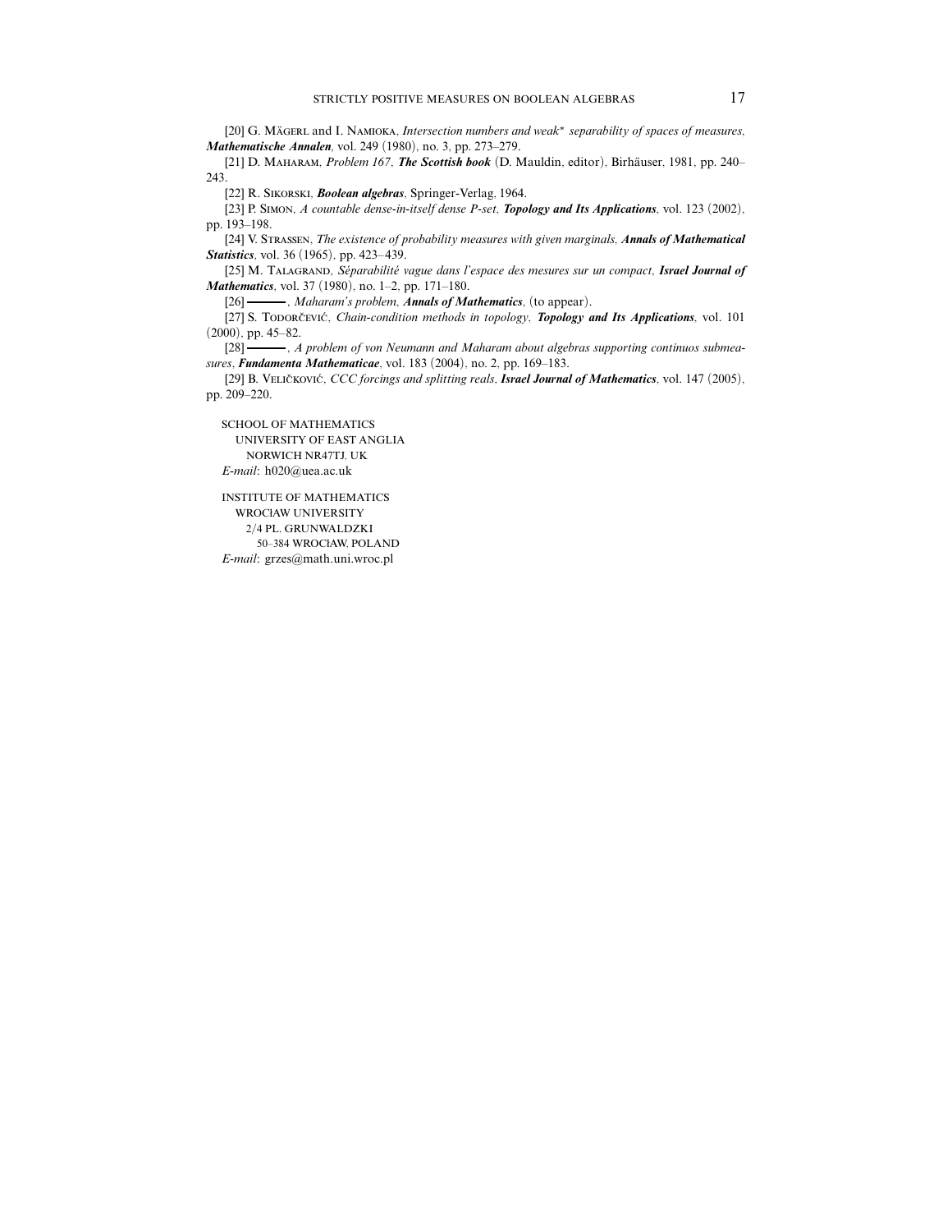[20] G. Mägerl and I. Namioka, *Intersection numbers and weak$^*$ separability of spaces of measures*, ***Mathematische Annalen***, vol. 249 (1980), no. 3, pp. 273–279.

[21] D. Maharam, *Problem 167*, ***The Scottish book*** (D. Mauldin, editor), Birhäuser, 1981, pp. 240–243.

[22] R. Sikorski, ***Boolean algebras***, Springer-Verlag, 1964.

[23] P. Simon, *A countable dense-in-itself dense P-set*, ***Topology and Its Applications***, vol. 123 (2002), pp. 193–198.

[24] V. Strassen, *The existence of probability measures with given marginals*, ***Annals of Mathematical Statistics***, vol. 36 (1965), pp. 423–439.

[25] M. Talagrand, *Séparabilité vague dans l'espace des mesures sur un compact*, ***Israel Journal of Mathematics***, vol. 37 (1980), no. 1–2, pp. 171–180.

[26] ———, *Maharam's problem*, ***Annals of Mathematics***, (to appear).

[27] S. Todorčević, *Chain-condition methods in topology*, ***Topology and Its Applications***, vol. 101 (2000), pp. 45–82.

[28] ———, *A problem of von Neumann and Maharam about algebras supporting continuos submeasures*, ***Fundamenta Mathematicae***, vol. 183 (2004), no. 2, pp. 169–183.

[29] B. Veličković, *CCC forcings and splitting reals*, ***Israel Journal of Mathematics***, vol. 147 (2005), pp. 209–220.

SCHOOL OF MATHEMATICS
UNIVERSITY OF EAST ANGLIA
NORWICH NR47TJ, UK
*E-mail*: h020@uea.ac.uk

INSTITUTE OF MATHEMATICS
WROCŁAW UNIVERSITY
2/4 PL. GRUNWALDZKI
50–384 WROCŁAW, POLAND
*E-mail*: grzes@math.uni.wroc.pl